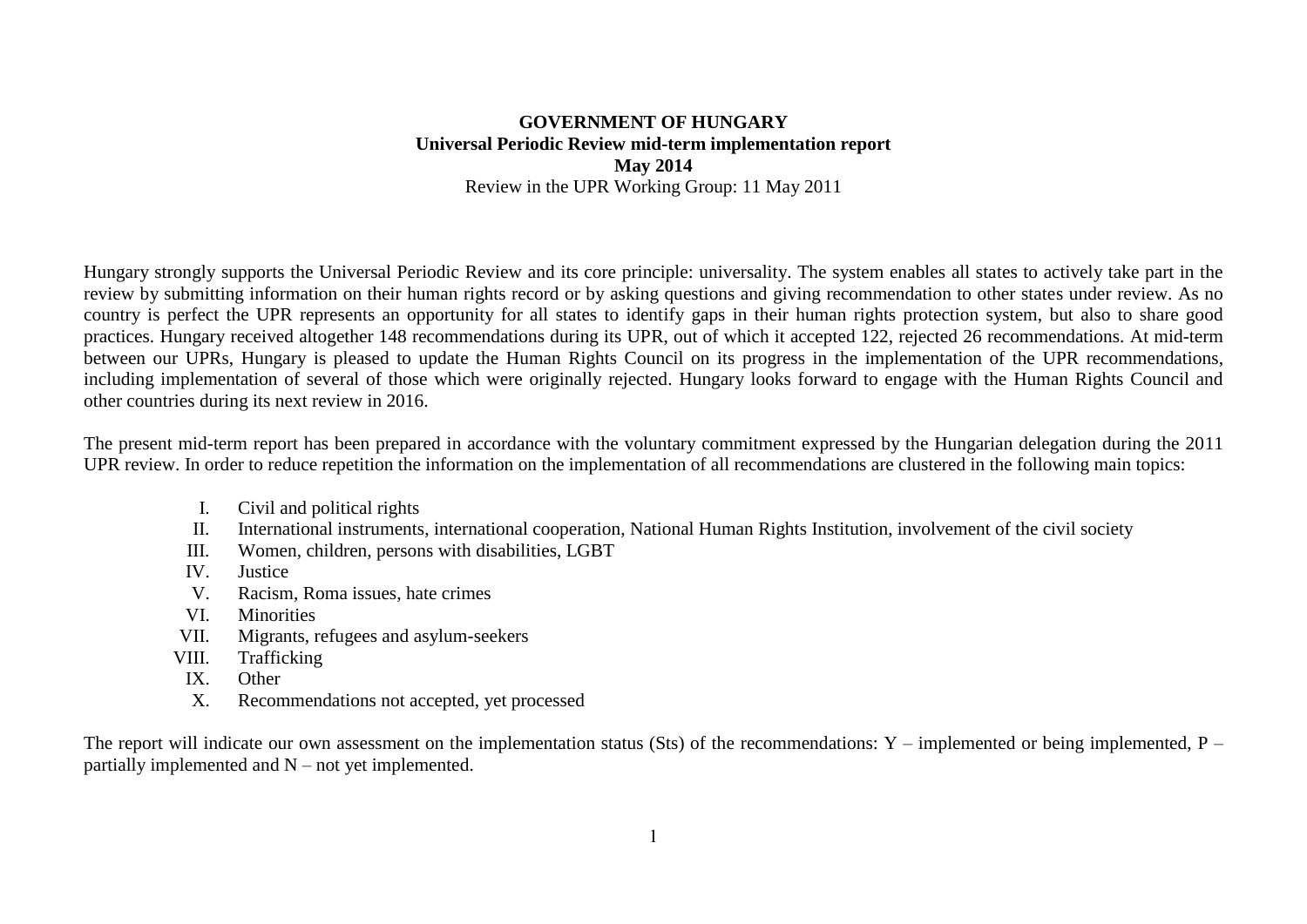**GOVERNMENT OF HUNGARY**
**Universal Periodic Review mid-term implementation report**
**May 2014**
Review in the UPR Working Group: 11 May 2011

Hungary strongly supports the Universal Periodic Review and its core principle: universality. The system enables all states to actively take part in the review by submitting information on their human rights record or by asking questions and giving recommendation to other states under review. As no country is perfect the UPR represents an opportunity for all states to identify gaps in their human rights protection system, but also to share good practices. Hungary received altogether 148 recommendations during its UPR, out of which it accepted 122, rejected 26 recommendations. At mid-term between our UPRs, Hungary is pleased to update the Human Rights Council on its progress in the implementation of the UPR recommendations, including implementation of several of those which were originally rejected. Hungary looks forward to engage with the Human Rights Council and other countries during its next review in 2016.

The present mid-term report has been prepared in accordance with the voluntary commitment expressed by the Hungarian delegation during the 2011 UPR review. In order to reduce repetition the information on the implementation of all recommendations are clustered in the following main topics:

I. Civil and political rights
II. International instruments, international cooperation, National Human Rights Institution, involvement of the civil society
III. Women, children, persons with disabilities, LGBT
IV. Justice
V. Racism, Roma issues, hate crimes
VI. Minorities
VII. Migrants, refugees and asylum-seekers
VIII. Trafficking
IX. Other
X. Recommendations not accepted, yet processed

The report will indicate our own assessment on the implementation status (Sts) of the recommendations: Y – implemented or being implemented, P – partially implemented and N – not yet implemented.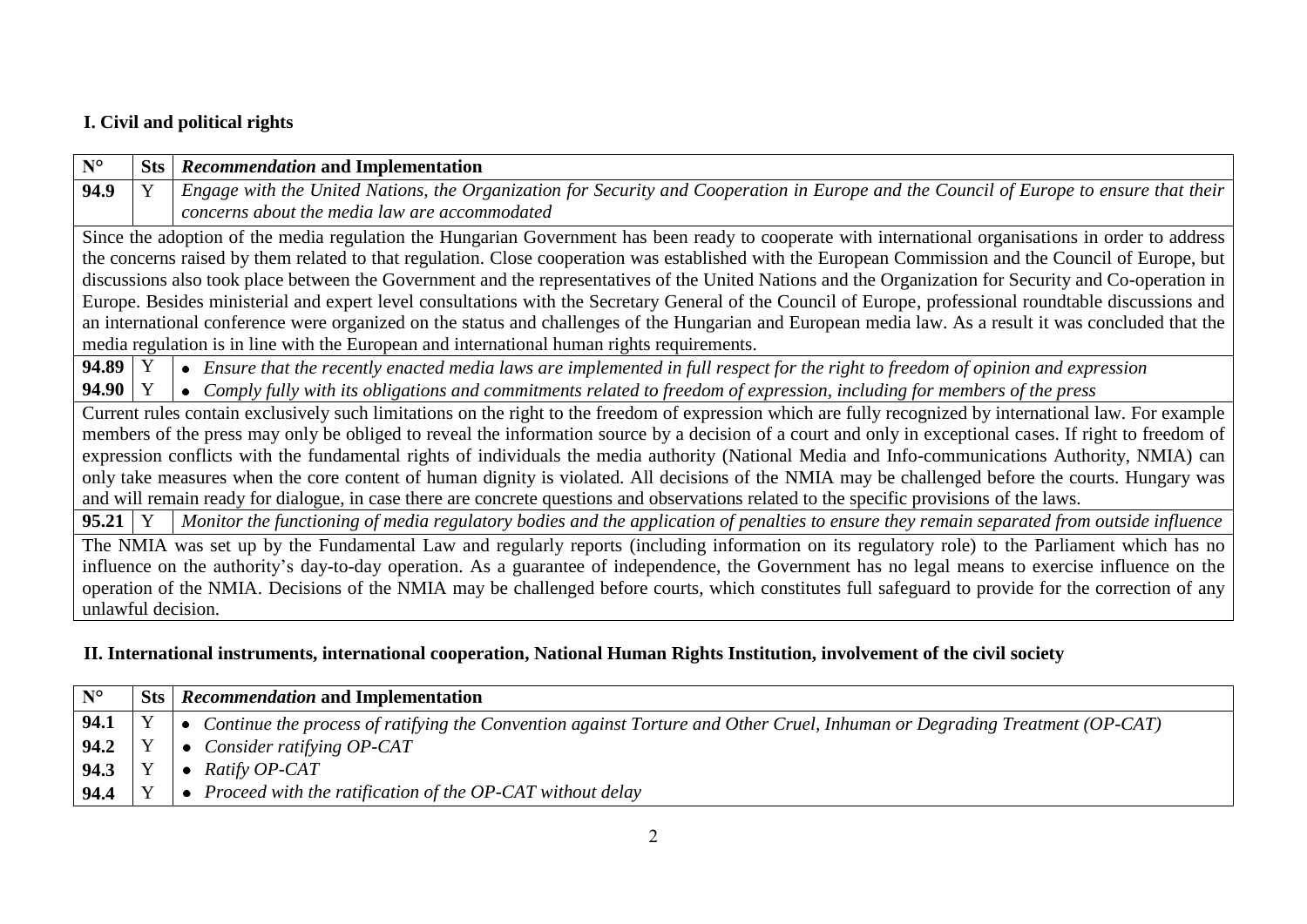## I. Civil and political rights

| N° | Sts | *Recommendation* and Implementation |
|---|---|---|
| **94.9** | Y | *Engage with the United Nations, the Organization for Security and Cooperation in Europe and the Council of Europe to ensure that their concerns about the media law are accommodated* |
| Since the adoption of the media regulation the Hungarian Government has been ready to cooperate with international organisations in order to address the concerns raised by them related to that regulation. Close cooperation was established with the European Commission and the Council of Europe, but discussions also took place between the Government and the representatives of the United Nations and the Organization for Security and Co-operation in Europe. Besides ministerial and expert level consultations with the Secretary General of the Council of Europe, professional roundtable discussions and an international conference were organized on the status and challenges of the Hungarian and European media law. As a result it was concluded that the media regulation is in line with the European and international human rights requirements. | | |
| **94.89** | Y | • *Ensure that the recently enacted media laws are implemented in full respect for the right to freedom of opinion and expression* |
| **94.90** | Y | • *Comply fully with its obligations and commitments related to freedom of expression, including for members of the press* |
| Current rules contain exclusively such limitations on the right to the freedom of expression which are fully recognized by international law. For example members of the press may only be obliged to reveal the information source by a decision of a court and only in exceptional cases. If right to freedom of expression conflicts with the fundamental rights of individuals the media authority (National Media and Info-communications Authority, NMIA) can only take measures when the core content of human dignity is violated. All decisions of the NMIA may be challenged before the courts. Hungary was and will remain ready for dialogue, in case there are concrete questions and observations related to the specific provisions of the laws. | | |
| **95.21** | Y | *Monitor the functioning of media regulatory bodies and the application of penalties to ensure they remain separated from outside influence* |
| The NMIA was set up by the Fundamental Law and regularly reports (including information on its regulatory role) to the Parliament which has no influence on the authority's day-to-day operation. As a guarantee of independence, the Government has no legal means to exercise influence on the operation of the NMIA. Decisions of the NMIA may be challenged before courts, which constitutes full safeguard to provide for the correction of any unlawful decision. | | |

## II. International instruments, international cooperation, National Human Rights Institution, involvement of the civil society

| N° | Sts | *Recommendation* and Implementation |
|---|---|---|
| **94.1** | Y | • *Continue the process of ratifying the Convention against Torture and Other Cruel, Inhuman or Degrading Treatment (OP-CAT)* |
| **94.2** | Y | • *Consider ratifying OP-CAT* |
| **94.3** | Y | • *Ratify OP-CAT* |
| **94.4** | Y | • *Proceed with the ratification of the OP-CAT without delay* |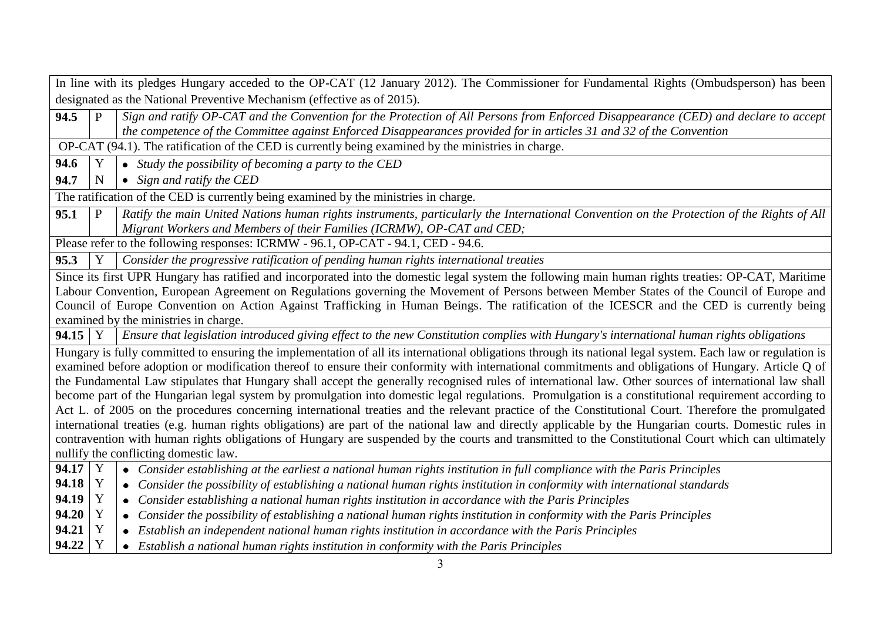| | | |
|---|---|---|
| In line with its pledges Hungary acceded to the OP-CAT (12 January 2012). The Commissioner for Fundamental Rights (Ombudsperson) has been designated as the National Preventive Mechanism (effective as of 2015). | | |
| **94.5** | P | *Sign and ratify OP-CAT and the Convention for the Protection of All Persons from Enforced Disappearance (CED) and declare to accept the competence of the Committee against Enforced Disappearances provided for in articles 31 and 32 of the Convention* |
| OP-CAT (94.1). The ratification of the CED is currently being examined by the ministries in charge. | | |
| **94.6** | Y | • *Study the possibility of becoming a party to the CED* |
| **94.7** | N | • *Sign and ratify the CED* |
| The ratification of the CED is currently being examined by the ministries in charge. | | |
| **95.1** | P | *Ratify the main United Nations human rights instruments, particularly the International Convention on the Protection of the Rights of All Migrant Workers and Members of their Families (ICRMW), OP-CAT and CED;* |
| Please refer to the following responses: ICRMW - 96.1, OP-CAT - 94.1, CED - 94.6. | | |
| **95.3** | Y | *Consider the progressive ratification of pending human rights international treaties* |
| Since its first UPR Hungary has ratified and incorporated into the domestic legal system the following main human rights treaties: OP-CAT, Maritime Labour Convention, European Agreement on Regulations governing the Movement of Persons between Member States of the Council of Europe and Council of Europe Convention on Action Against Trafficking in Human Beings. The ratification of the ICESCR and the CED is currently being examined by the ministries in charge. | | |
| **94.15** | Y | *Ensure that legislation introduced giving effect to the new Constitution complies with Hungary's international human rights obligations* |
| Hungary is fully committed to ensuring the implementation of all its international obligations through its national legal system. Each law or regulation is examined before adoption or modification thereof to ensure their conformity with international commitments and obligations of Hungary. Article Q of the Fundamental Law stipulates that Hungary shall accept the generally recognised rules of international law. Other sources of international law shall become part of the Hungarian legal system by promulgation into domestic legal regulations. Promulgation is a constitutional requirement according to Act L. of 2005 on the procedures concerning international treaties and the relevant practice of the Constitutional Court. Therefore the promulgated international treaties (e.g. human rights obligations) are part of the national law and directly applicable by the Hungarian courts. Domestic rules in contravention with human rights obligations of Hungary are suspended by the courts and transmitted to the Constitutional Court which can ultimately nullify the conflicting domestic law. | | |
| **94.17** | Y | • *Consider establishing at the earliest a national human rights institution in full compliance with the Paris Principles* |
| **94.18** | Y | • *Consider the possibility of establishing a national human rights institution in conformity with international standards* |
| **94.19** | Y | • *Consider establishing a national human rights institution in accordance with the Paris Principles* |
| **94.20** | Y | • *Consider the possibility of establishing a national human rights institution in conformity with the Paris Principles* |
| **94.21** | Y | • *Establish an independent national human rights institution in accordance with the Paris Principles* |
| **94.22** | Y | • *Establish a national human rights institution in conformity with the Paris Principles* |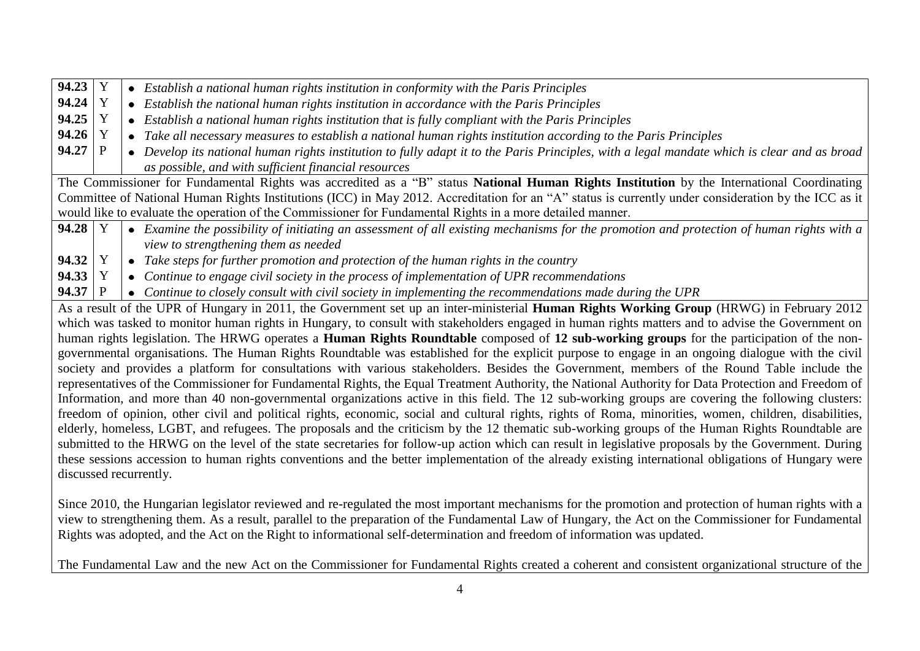| | | |
|---|---|---|
| **94.23** | Y | • *Establish a national human rights institution in conformity with the Paris Principles* |
| **94.24** | Y | • *Establish the national human rights institution in accordance with the Paris Principles* |
| **94.25** | Y | • *Establish a national human rights institution that is fully compliant with the Paris Principles* |
| **94.26** | Y | • *Take all necessary measures to establish a national human rights institution according to the Paris Principles* |
| **94.27** | P | • *Develop its national human rights institution to fully adapt it to the Paris Principles, with a legal mandate which is clear and as broad as possible, and with sufficient financial resources* |

The Commissioner for Fundamental Rights was accredited as a "B" status **National Human Rights Institution** by the International Coordinating Committee of National Human Rights Institutions (ICC) in May 2012. Accreditation for an "A" status is currently under consideration by the ICC as it would like to evaluate the operation of the Commissioner for Fundamental Rights in a more detailed manner.

| | | |
|---|---|---|
| **94.28** | Y | • *Examine the possibility of initiating an assessment of all existing mechanisms for the promotion and protection of human rights with a view to strengthening them as needed* |
| **94.32** | Y | • *Take steps for further promotion and protection of the human rights in the country* |
| **94.33** | Y | • *Continue to engage civil society in the process of implementation of UPR recommendations* |
| **94.37** | P | • *Continue to closely consult with civil society in implementing the recommendations made during the UPR* |

As a result of the UPR of Hungary in 2011, the Government set up an inter-ministerial **Human Rights Working Group** (HRWG) in February 2012 which was tasked to monitor human rights in Hungary, to consult with stakeholders engaged in human rights matters and to advise the Government on human rights legislation. The HRWG operates a **Human Rights Roundtable** composed of **12 sub-working groups** for the participation of the non-governmental organisations. The Human Rights Roundtable was established for the explicit purpose to engage in an ongoing dialogue with the civil society and provides a platform for consultations with various stakeholders. Besides the Government, members of the Round Table include the representatives of the Commissioner for Fundamental Rights, the Equal Treatment Authority, the National Authority for Data Protection and Freedom of Information, and more than 40 non-governmental organizations active in this field. The 12 sub-working groups are covering the following clusters: freedom of opinion, other civil and political rights, economic, social and cultural rights, rights of Roma, minorities, women, children, disabilities, elderly, homeless, LGBT, and refugees. The proposals and the criticism by the 12 thematic sub-working groups of the Human Rights Roundtable are submitted to the HRWG on the level of the state secretaries for follow-up action which can result in legislative proposals by the Government. During these sessions accession to human rights conventions and the better implementation of the already existing international obligations of Hungary were discussed recurrently.

Since 2010, the Hungarian legislator reviewed and re-regulated the most important mechanisms for the promotion and protection of human rights with a view to strengthening them. As a result, parallel to the preparation of the Fundamental Law of Hungary, the Act on the Commissioner for Fundamental Rights was adopted, and the Act on the Right to informational self-determination and freedom of information was updated.

The Fundamental Law and the new Act on the Commissioner for Fundamental Rights created a coherent and consistent organizational structure of the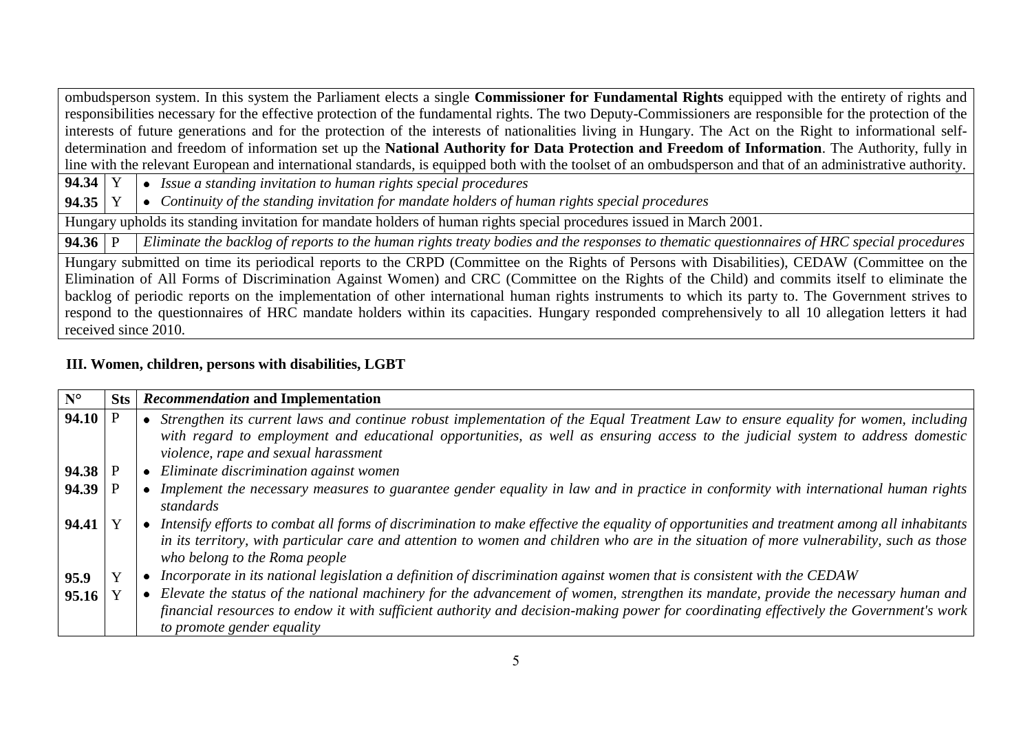| | | |
|---|---|---|
| ombudsperson system. In this system the Parliament elects a single **Commissioner for Fundamental Rights** equipped with the entirety of rights and responsibilities necessary for the effective protection of the fundamental rights. The two Deputy-Commissioners are responsible for the protection of the interests of future generations and for the protection of the interests of nationalities living in Hungary. The Act on the Right to informational self-determination and freedom of information set up the **National Authority for Data Protection and Freedom of Information**. The Authority, fully in line with the relevant European and international standards, is equipped both with the toolset of an ombudsperson and that of an administrative authority. | | |
| **94.34** | Y | • *Issue a standing invitation to human rights special procedures* |
| **94.35** | Y | • *Continuity of the standing invitation for mandate holders of human rights special procedures* |
| Hungary upholds its standing invitation for mandate holders of human rights special procedures issued in March 2001. | | |
| **94.36** | P | *Eliminate the backlog of reports to the human rights treaty bodies and the responses to thematic questionnaires of HRC special procedures* |
| Hungary submitted on time its periodical reports to the CRPD (Committee on the Rights of Persons with Disabilities), CEDAW (Committee on the Elimination of All Forms of Discrimination Against Women) and CRC (Committee on the Rights of the Child) and commits itself to eliminate the backlog of periodic reports on the implementation of other international human rights instruments to which its party to. The Government strives to respond to the questionnaires of HRC mandate holders within its capacities. Hungary responded comprehensively to all 10 allegation letters it had received since 2010. | | |

### III. Women, children, persons with disabilities, LGBT

| N° | Sts | *Recommendation* and Implementation |
|---|---|---|
| **94.10** | P | • *Strengthen its current laws and continue robust implementation of the Equal Treatment Law to ensure equality for women, including with regard to employment and educational opportunities, as well as ensuring access to the judicial system to address domestic violence, rape and sexual harassment* |
| **94.38** | P | • *Eliminate discrimination against women* |
| **94.39** | P | • *Implement the necessary measures to guarantee gender equality in law and in practice in conformity with international human rights standards* |
| **94.41** | Y | • *Intensify efforts to combat all forms of discrimination to make effective the equality of opportunities and treatment among all inhabitants in its territory, with particular care and attention to women and children who are in the situation of more vulnerability, such as those who belong to the Roma people* |
| **95.9** | Y | • *Incorporate in its national legislation a definition of discrimination against women that is consistent with the CEDAW* |
| **95.16** | Y | • *Elevate the status of the national machinery for the advancement of women, strengthen its mandate, provide the necessary human and financial resources to endow it with sufficient authority and decision-making power for coordinating effectively the Government's work to promote gender equality* |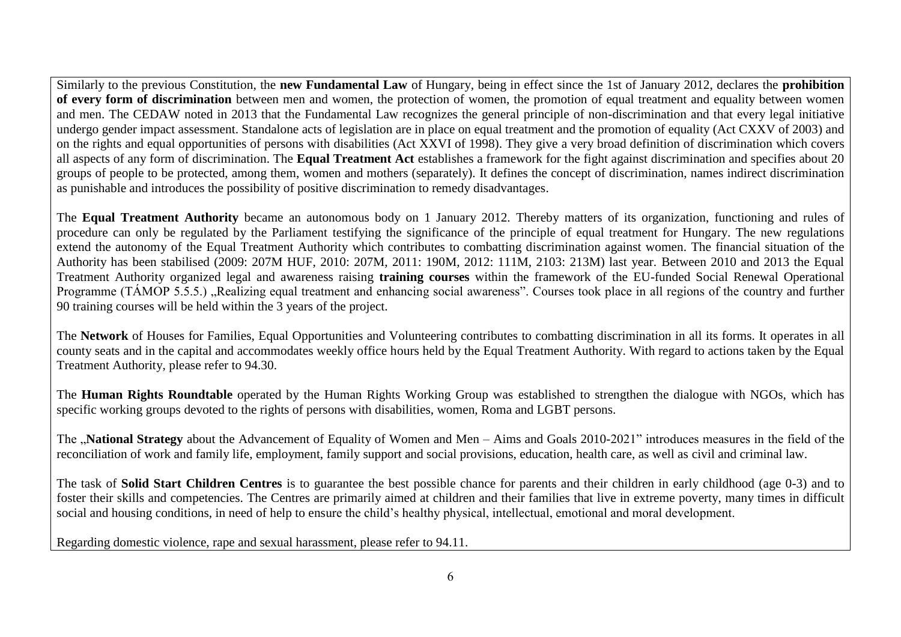Similarly to the previous Constitution, the **new Fundamental Law** of Hungary, being in effect since the 1st of January 2012, declares the **prohibition of every form of discrimination** between men and women, the protection of women, the promotion of equal treatment and equality between women and men. The CEDAW noted in 2013 that the Fundamental Law recognizes the general principle of non-discrimination and that every legal initiative undergo gender impact assessment. Standalone acts of legislation are in place on equal treatment and the promotion of equality (Act CXXV of 2003) and on the rights and equal opportunities of persons with disabilities (Act XXVI of 1998). They give a very broad definition of discrimination which covers all aspects of any form of discrimination. The **Equal Treatment Act** establishes a framework for the fight against discrimination and specifies about 20 groups of people to be protected, among them, women and mothers (separately). It defines the concept of discrimination, names indirect discrimination as punishable and introduces the possibility of positive discrimination to remedy disadvantages.

The **Equal Treatment Authority** became an autonomous body on 1 January 2012. Thereby matters of its organization, functioning and rules of procedure can only be regulated by the Parliament testifying the significance of the principle of equal treatment for Hungary. The new regulations extend the autonomy of the Equal Treatment Authority which contributes to combatting discrimination against women. The financial situation of the Authority has been stabilised (2009: 207M HUF, 2010: 207M, 2011: 190M, 2012: 111M, 2103: 213M) last year. Between 2010 and 2013 the Equal Treatment Authority organized legal and awareness raising **training courses** within the framework of the EU-funded Social Renewal Operational Programme (TÁMOP 5.5.5.) „Realizing equal treatment and enhancing social awareness". Courses took place in all regions of the country and further 90 training courses will be held within the 3 years of the project.

The **Network** of Houses for Families, Equal Opportunities and Volunteering contributes to combatting discrimination in all its forms. It operates in all county seats and in the capital and accommodates weekly office hours held by the Equal Treatment Authority. With regard to actions taken by the Equal Treatment Authority, please refer to 94.30.

The **Human Rights Roundtable** operated by the Human Rights Working Group was established to strengthen the dialogue with NGOs, which has specific working groups devoted to the rights of persons with disabilities, women, Roma and LGBT persons.

The „**National Strategy** about the Advancement of Equality of Women and Men – Aims and Goals 2010-2021" introduces measures in the field of the reconciliation of work and family life, employment, family support and social provisions, education, health care, as well as civil and criminal law.

The task of **Solid Start Children Centres** is to guarantee the best possible chance for parents and their children in early childhood (age 0-3) and to foster their skills and competencies. The Centres are primarily aimed at children and their families that live in extreme poverty, many times in difficult social and housing conditions, in need of help to ensure the child's healthy physical, intellectual, emotional and moral development.

Regarding domestic violence, rape and sexual harassment, please refer to 94.11.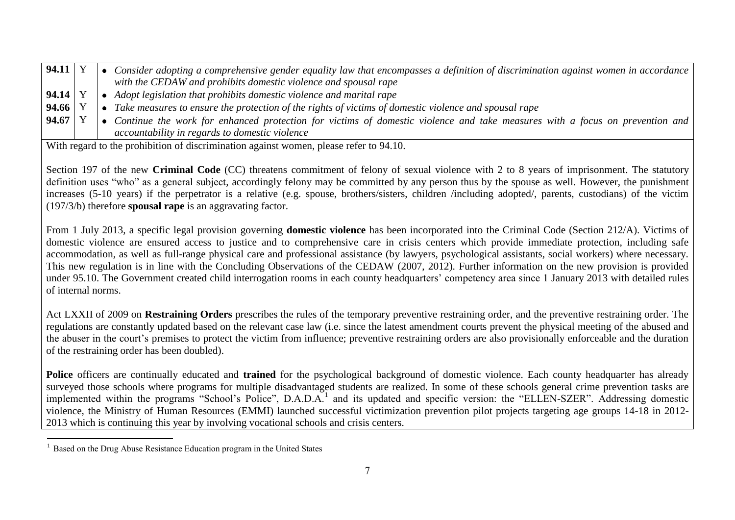| | | |
|---|---|---|
| **94.11** | Y | • *Consider adopting a comprehensive gender equality law that encompasses a definition of discrimination against women in accordance with the CEDAW and prohibits domestic violence and spousal rape* |
| **94.14** | Y | • *Adopt legislation that prohibits domestic violence and marital rape* |
| **94.66** | Y | • *Take measures to ensure the protection of the rights of victims of domestic violence and spousal rape* |
| **94.67** | Y | • *Continue the work for enhanced protection for victims of domestic violence and take measures with a focus on prevention and accountability in regards to domestic violence* |

With regard to the prohibition of discrimination against women, please refer to 94.10.

Section 197 of the new **Criminal Code** (CC) threatens commitment of felony of sexual violence with 2 to 8 years of imprisonment. The statutory definition uses "who" as a general subject, accordingly felony may be committed by any person thus by the spouse as well. However, the punishment increases (5-10 years) if the perpetrator is a relative (e.g. spouse, brothers/sisters, children /including adopted/, parents, custodians) of the victim (197/3/b) therefore **spousal rape** is an aggravating factor.

From 1 July 2013, a specific legal provision governing **domestic violence** has been incorporated into the Criminal Code (Section 212/A). Victims of domestic violence are ensured access to justice and to comprehensive care in crisis centers which provide immediate protection, including safe accommodation, as well as full-range physical care and professional assistance (by lawyers, psychological assistants, social workers) where necessary. This new regulation is in line with the Concluding Observations of the CEDAW (2007, 2012). Further information on the new provision is provided under 95.10. The Government created child interrogation rooms in each county headquarters' competency area since 1 January 2013 with detailed rules of internal norms.

Act LXXII of 2009 on **Restraining Orders** prescribes the rules of the temporary preventive restraining order, and the preventive restraining order. The regulations are constantly updated based on the relevant case law (i.e. since the latest amendment courts prevent the physical meeting of the abused and the abuser in the court's premises to protect the victim from influence; preventive restraining orders are also provisionally enforceable and the duration of the restraining order has been doubled).

**Police** officers are continually educated and **trained** for the psychological background of domestic violence. Each county headquarter has already surveyed those schools where programs for multiple disadvantaged students are realized. In some of these schools general crime prevention tasks are implemented within the programs "School's Police", D.A.D.A.[1] and its updated and specific version: the "ELLEN-SZER". Addressing domestic violence, the Ministry of Human Resources (EMMI) launched successful victimization prevention pilot projects targeting age groups 14-18 in 2012-2013 which is continuing this year by involving vocational schools and crisis centers.

[1] Based on the Drug Abuse Resistance Education program in the United States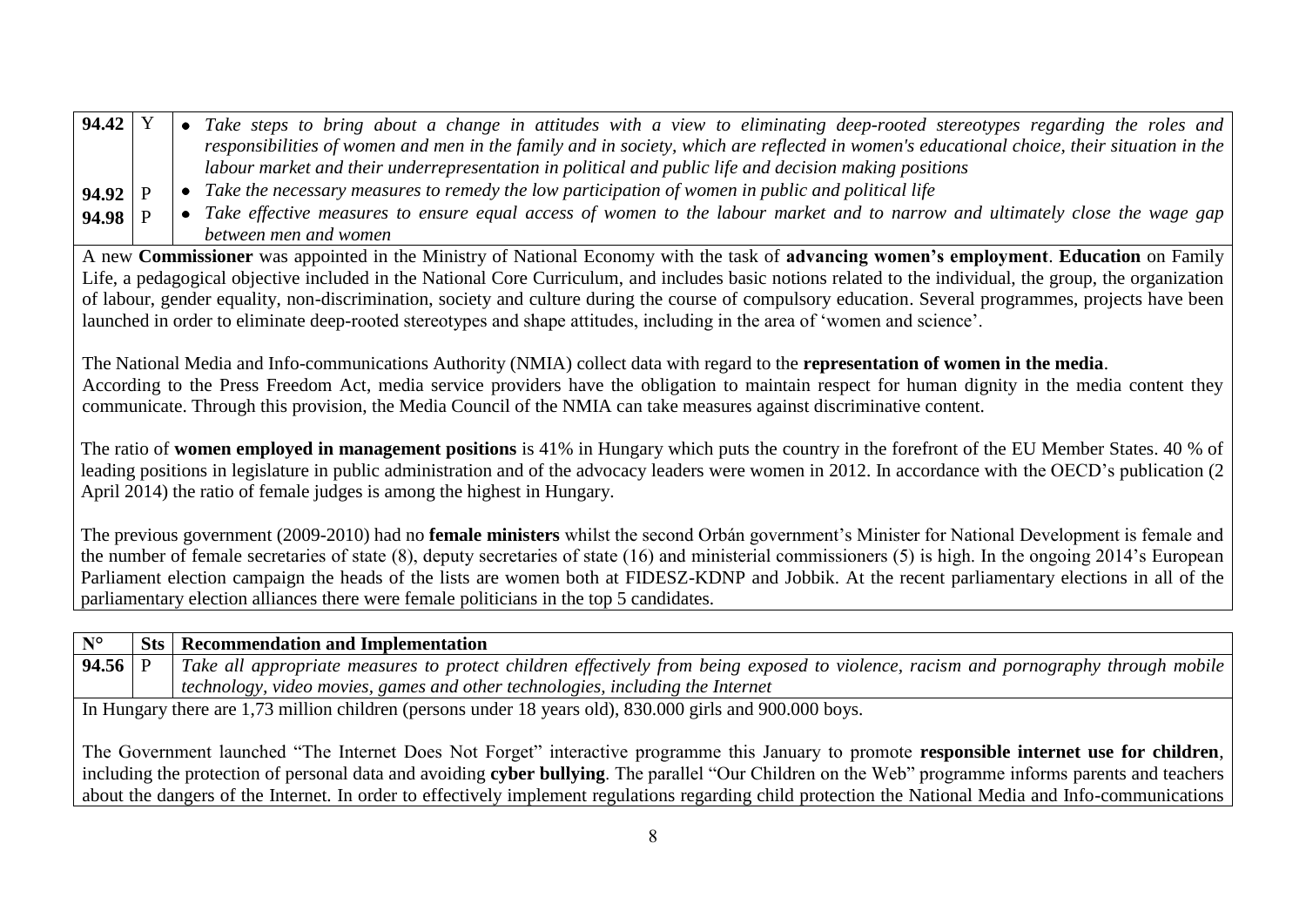| | | |
|---|---|---|
| **94.42** | Y | • *Take steps to bring about a change in attitudes with a view to eliminating deep-rooted stereotypes regarding the roles and responsibilities of women and men in the family and in society, which are reflected in women's educational choice, their situation in the labour market and their underrepresentation in political and public life and decision making positions* |
| **94.92** | P | • *Take the necessary measures to remedy the low participation of women in public and political life* |
| **94.98** | P | • *Take effective measures to ensure equal access of women to the labour market and to narrow and ultimately close the wage gap between men and women* |

A new **Commissioner** was appointed in the Ministry of National Economy with the task of **advancing women's employment**. **Education** on Family Life, a pedagogical objective included in the National Core Curriculum, and includes basic notions related to the individual, the group, the organization of labour, gender equality, non-discrimination, society and culture during the course of compulsory education. Several programmes, projects have been launched in order to eliminate deep-rooted stereotypes and shape attitudes, including in the area of 'women and science'.

The National Media and Info-communications Authority (NMIA) collect data with regard to the **representation of women in the media**.
According to the Press Freedom Act, media service providers have the obligation to maintain respect for human dignity in the media content they communicate. Through this provision, the Media Council of the NMIA can take measures against discriminative content.

The ratio of **women employed in management positions** is 41% in Hungary which puts the country in the forefront of the EU Member States. 40 % of leading positions in legislature in public administration and of the advocacy leaders were women in 2012. In accordance with the OECD's publication (2 April 2014) the ratio of female judges is among the highest in Hungary.

The previous government (2009-2010) had no **female ministers** whilst the second Orbán government's Minister for National Development is female and the number of female secretaries of state (8), deputy secretaries of state (16) and ministerial commissioners (5) is high. In the ongoing 2014's European Parliament election campaign the heads of the lists are women both at FIDESZ-KDNP and Jobbik. At the recent parliamentary elections in all of the parliamentary election alliances there were female politicians in the top 5 candidates.

| N° | Sts | Recommendation and Implementation |
|---|---|---|
| **94.56** | P | *Take all appropriate measures to protect children effectively from being exposed to violence, racism and pornography through mobile technology, video movies, games and other technologies, including the Internet* |

In Hungary there are 1,73 million children (persons under 18 years old), 830.000 girls and 900.000 boys.

The Government launched "The Internet Does Not Forget" interactive programme this January to promote **responsible internet use for children**, including the protection of personal data and avoiding **cyber bullying**. The parallel "Our Children on the Web" programme informs parents and teachers about the dangers of the Internet. In order to effectively implement regulations regarding child protection the National Media and Info-communications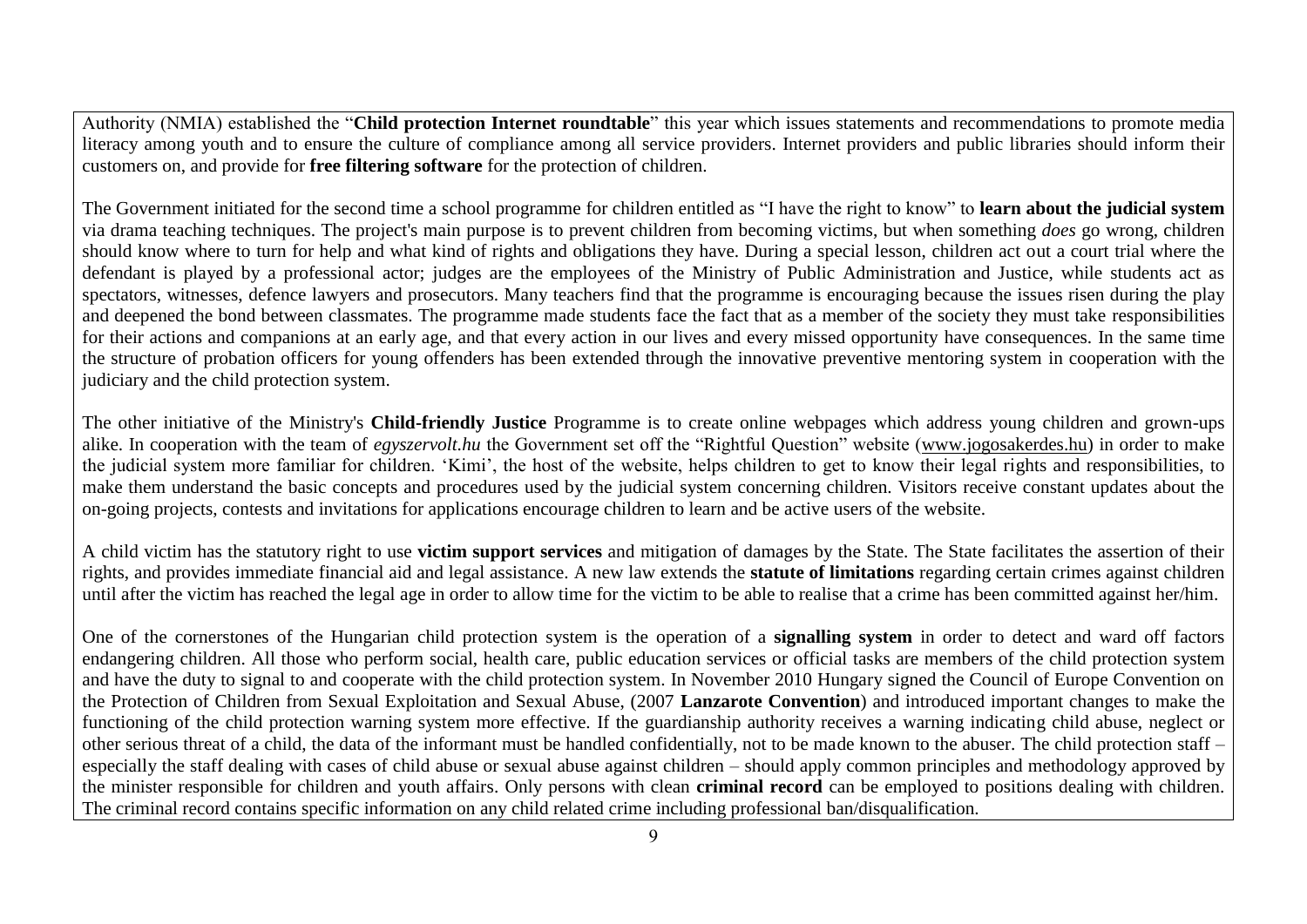Authority (NMIA) established the "**Child protection Internet roundtable**" this year which issues statements and recommendations to promote media literacy among youth and to ensure the culture of compliance among all service providers. Internet providers and public libraries should inform their customers on, and provide for **free filtering software** for the protection of children.

The Government initiated for the second time a school programme for children entitled as "I have the right to know" to **learn about the judicial system** via drama teaching techniques. The project's main purpose is to prevent children from becoming victims, but when something *does* go wrong, children should know where to turn for help and what kind of rights and obligations they have. During a special lesson, children act out a court trial where the defendant is played by a professional actor; judges are the employees of the Ministry of Public Administration and Justice, while students act as spectators, witnesses, defence lawyers and prosecutors. Many teachers find that the programme is encouraging because the issues risen during the play and deepened the bond between classmates. The programme made students face the fact that as a member of the society they must take responsibilities for their actions and companions at an early age, and that every action in our lives and every missed opportunity have consequences. In the same time the structure of probation officers for young offenders has been extended through the innovative preventive mentoring system in cooperation with the judiciary and the child protection system.

The other initiative of the Ministry's **Child-friendly Justice** Programme is to create online webpages which address young children and grown-ups alike. In cooperation with the team of *egyszervolt.hu* the Government set off the "Rightful Question" website (www.jogosakerdes.hu) in order to make the judicial system more familiar for children. 'Kimi', the host of the website, helps children to get to know their legal rights and responsibilities, to make them understand the basic concepts and procedures used by the judicial system concerning children. Visitors receive constant updates about the on-going projects, contests and invitations for applications encourage children to learn and be active users of the website.

A child victim has the statutory right to use **victim support services** and mitigation of damages by the State. The State facilitates the assertion of their rights, and provides immediate financial aid and legal assistance. A new law extends the **statute of limitations** regarding certain crimes against children until after the victim has reached the legal age in order to allow time for the victim to be able to realise that a crime has been committed against her/him.

One of the cornerstones of the Hungarian child protection system is the operation of a **signalling system** in order to detect and ward off factors endangering children. All those who perform social, health care, public education services or official tasks are members of the child protection system and have the duty to signal to and cooperate with the child protection system. In November 2010 Hungary signed the Council of Europe Convention on the Protection of Children from Sexual Exploitation and Sexual Abuse, (2007 **Lanzarote Convention**) and introduced important changes to make the functioning of the child protection warning system more effective. If the guardianship authority receives a warning indicating child abuse, neglect or other serious threat of a child, the data of the informant must be handled confidentially, not to be made known to the abuser. The child protection staff – especially the staff dealing with cases of child abuse or sexual abuse against children – should apply common principles and methodology approved by the minister responsible for children and youth affairs. Only persons with clean **criminal record** can be employed to positions dealing with children. The criminal record contains specific information on any child related crime including professional ban/disqualification.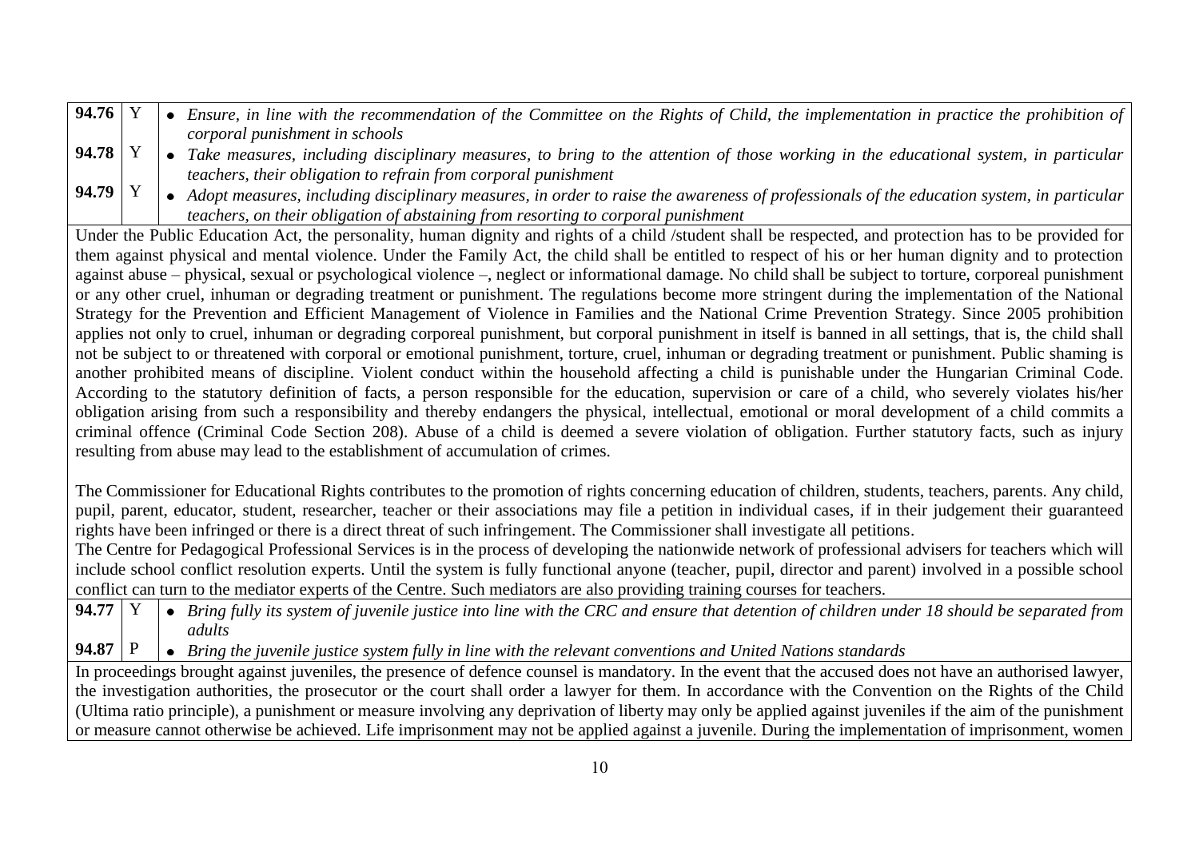| | | |
|---|---|---|
| **94.76** | Y | • *Ensure, in line with the recommendation of the Committee on the Rights of Child, the implementation in practice the prohibition of corporal punishment in schools* |
| **94.78** | Y | • *Take measures, including disciplinary measures, to bring to the attention of those working in the educational system, in particular teachers, their obligation to refrain from corporal punishment* |
| **94.79** | Y | • *Adopt measures, including disciplinary measures, in order to raise the awareness of professionals of the education system, in particular teachers, on their obligation of abstaining from resorting to corporal punishment* |

Under the Public Education Act, the personality, human dignity and rights of a child /student shall be respected, and protection has to be provided for them against physical and mental violence. Under the Family Act, the child shall be entitled to respect of his or her human dignity and to protection against abuse – physical, sexual or psychological violence –, neglect or informational damage. No child shall be subject to torture, corporeal punishment or any other cruel, inhuman or degrading treatment or punishment. The regulations become more stringent during the implementation of the National Strategy for the Prevention and Efficient Management of Violence in Families and the National Crime Prevention Strategy. Since 2005 prohibition applies not only to cruel, inhuman or degrading corporeal punishment, but corporal punishment in itself is banned in all settings, that is, the child shall not be subject to or threatened with corporal or emotional punishment, torture, cruel, inhuman or degrading treatment or punishment. Public shaming is another prohibited means of discipline. Violent conduct within the household affecting a child is punishable under the Hungarian Criminal Code. According to the statutory definition of facts, a person responsible for the education, supervision or care of a child, who severely violates his/her obligation arising from such a responsibility and thereby endangers the physical, intellectual, emotional or moral development of a child commits a criminal offence (Criminal Code Section 208). Abuse of a child is deemed a severe violation of obligation. Further statutory facts, such as injury resulting from abuse may lead to the establishment of accumulation of crimes.

The Commissioner for Educational Rights contributes to the promotion of rights concerning education of children, students, teachers, parents. Any child, pupil, parent, educator, student, researcher, teacher or their associations may file a petition in individual cases, if in their judgement their guaranteed rights have been infringed or there is a direct threat of such infringement. The Commissioner shall investigate all petitions.

The Centre for Pedagogical Professional Services is in the process of developing the nationwide network of professional advisers for teachers which will include school conflict resolution experts. Until the system is fully functional anyone (teacher, pupil, director and parent) involved in a possible school conflict can turn to the mediator experts of the Centre. Such mediators are also providing training courses for teachers.

| | | |
|---|---|---|
| **94.77** | Y | • *Bring fully its system of juvenile justice into line with the CRC and ensure that detention of children under 18 should be separated from adults* |
| **94.87** | P | • *Bring the juvenile justice system fully in line with the relevant conventions and United Nations standards* |

In proceedings brought against juveniles, the presence of defence counsel is mandatory. In the event that the accused does not have an authorised lawyer, the investigation authorities, the prosecutor or the court shall order a lawyer for them. In accordance with the Convention on the Rights of the Child (Ultima ratio principle), a punishment or measure involving any deprivation of liberty may only be applied against juveniles if the aim of the punishment or measure cannot otherwise be achieved. Life imprisonment may not be applied against a juvenile. During the implementation of imprisonment, women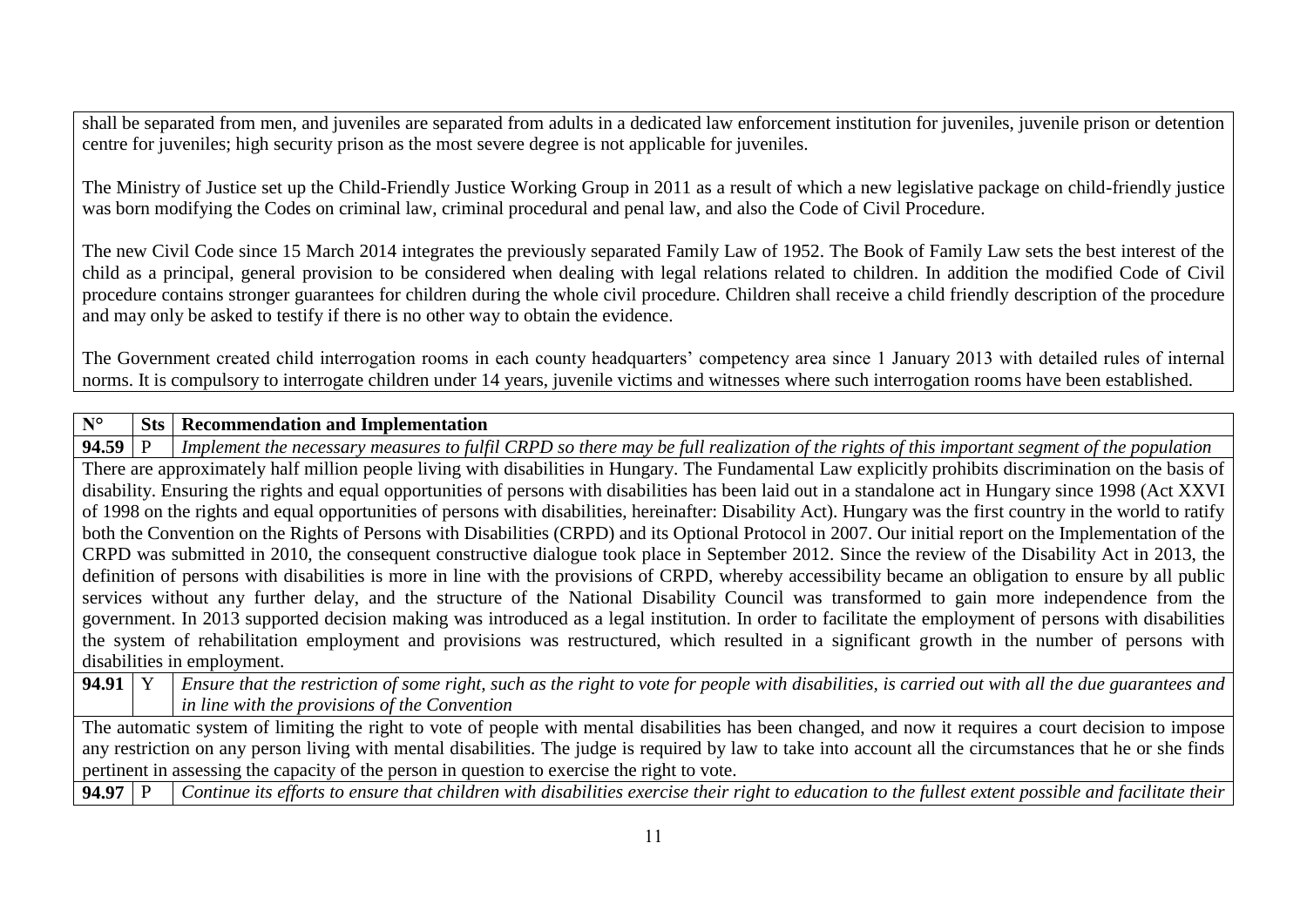shall be separated from men, and juveniles are separated from adults in a dedicated law enforcement institution for juveniles, juvenile prison or detention centre for juveniles; high security prison as the most severe degree is not applicable for juveniles.

The Ministry of Justice set up the Child-Friendly Justice Working Group in 2011 as a result of which a new legislative package on child-friendly justice was born modifying the Codes on criminal law, criminal procedural and penal law, and also the Code of Civil Procedure.

The new Civil Code since 15 March 2014 integrates the previously separated Family Law of 1952. The Book of Family Law sets the best interest of the child as a principal, general provision to be considered when dealing with legal relations related to children. In addition the modified Code of Civil procedure contains stronger guarantees for children during the whole civil procedure. Children shall receive a child friendly description of the procedure and may only be asked to testify if there is no other way to obtain the evidence.

The Government created child interrogation rooms in each county headquarters' competency area since 1 January 2013 with detailed rules of internal norms. It is compulsory to interrogate children under 14 years, juvenile victims and witnesses where such interrogation rooms have been established.

| N° | Sts | Recommendation and Implementation |
|---|---|---|
| **94.59** | P | *Implement the necessary measures to fulfil CRPD so there may be full realization of the rights of this important segment of the population* |
| There are approximately half million people living with disabilities in Hungary. The Fundamental Law explicitly prohibits discrimination on the basis of disability. Ensuring the rights and equal opportunities of persons with disabilities has been laid out in a standalone act in Hungary since 1998 (Act XXVI of 1998 on the rights and equal opportunities of persons with disabilities, hereinafter: Disability Act). Hungary was the first country in the world to ratify both the Convention on the Rights of Persons with Disabilities (CRPD) and its Optional Protocol in 2007. Our initial report on the Implementation of the CRPD was submitted in 2010, the consequent constructive dialogue took place in September 2012. Since the review of the Disability Act in 2013, the definition of persons with disabilities is more in line with the provisions of CRPD, whereby accessibility became an obligation to ensure by all public services without any further delay, and the structure of the National Disability Council was transformed to gain more independence from the government. In 2013 supported decision making was introduced as a legal institution. In order to facilitate the employment of persons with disabilities the system of rehabilitation employment and provisions was restructured, which resulted in a significant growth in the number of persons with disabilities in employment. | | |
| **94.91** | Y | *Ensure that the restriction of some right, such as the right to vote for people with disabilities, is carried out with all the due guarantees and in line with the provisions of the Convention* |
| The automatic system of limiting the right to vote of people with mental disabilities has been changed, and now it requires a court decision to impose any restriction on any person living with mental disabilities. The judge is required by law to take into account all the circumstances that he or she finds pertinent in assessing the capacity of the person in question to exercise the right to vote. | | |
| **94.97** | P | *Continue its efforts to ensure that children with disabilities exercise their right to education to the fullest extent possible and facilitate their* |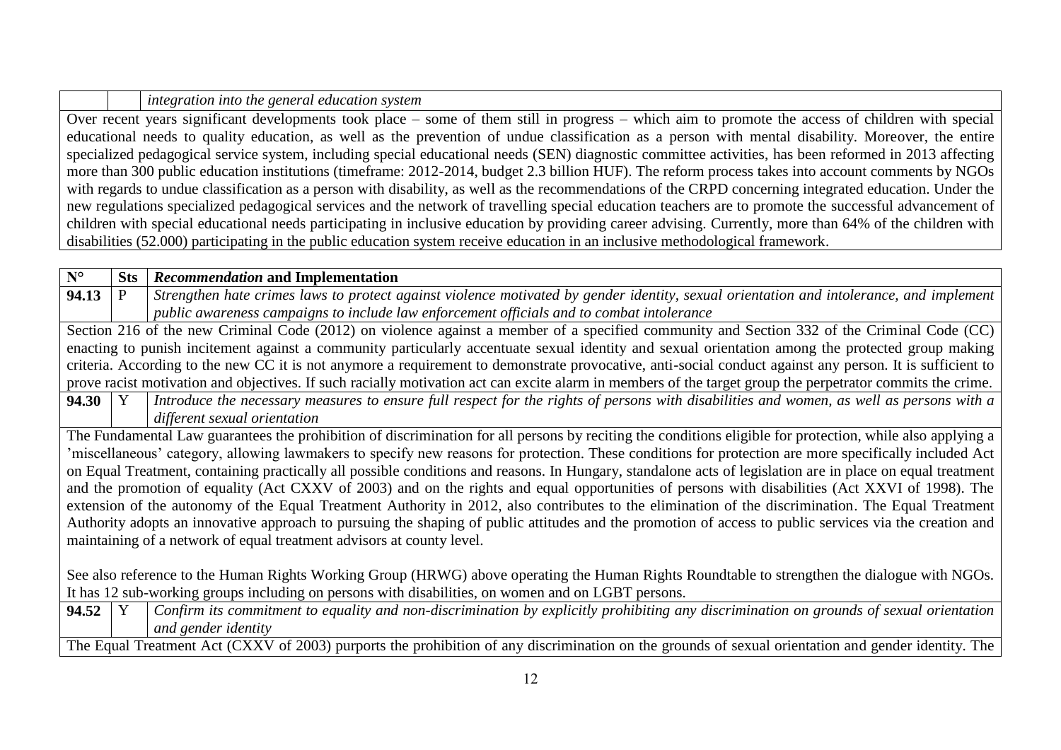| | | *integration into the general education system* |
|---|---|---|

Over recent years significant developments took place – some of them still in progress – which aim to promote the access of children with special educational needs to quality education, as well as the prevention of undue classification as a person with mental disability. Moreover, the entire specialized pedagogical service system, including special educational needs (SEN) diagnostic committee activities, has been reformed in 2013 affecting more than 300 public education institutions (timeframe: 2012-2014, budget 2.3 billion HUF). The reform process takes into account comments by NGOs with regards to undue classification as a person with disability, as well as the recommendations of the CRPD concerning integrated education. Under the new regulations specialized pedagogical services and the network of travelling special education teachers are to promote the successful advancement of children with special educational needs participating in inclusive education by providing career advising. Currently, more than 64% of the children with disabilities (52.000) participating in the public education system receive education in an inclusive methodological framework.

| N° | Sts | *Recommendation* **and Implementation** |
|---|---|---|
| **94.13** | P | *Strengthen hate crimes laws to protect against violence motivated by gender identity, sexual orientation and intolerance, and implement public awareness campaigns to include law enforcement officials and to combat intolerance* |

Section 216 of the new Criminal Code (2012) on violence against a member of a specified community and Section 332 of the Criminal Code (CC) enacting to punish incitement against a community particularly accentuate sexual identity and sexual orientation among the protected group making criteria. According to the new CC it is not anymore a requirement to demonstrate provocative, anti-social conduct against any person. It is sufficient to prove racist motivation and objectives. If such racially motivation act can excite alarm in members of the target group the perpetrator commits the crime.

| N° | Sts | *Recommendation* **and Implementation** |
|---|---|---|
| **94.30** | Y | *Introduce the necessary measures to ensure full respect for the rights of persons with disabilities and women, as well as persons with a different sexual orientation* |

The Fundamental Law guarantees the prohibition of discrimination for all persons by reciting the conditions eligible for protection, while also applying a 'miscellaneous' category, allowing lawmakers to specify new reasons for protection. These conditions for protection are more specifically included Act on Equal Treatment, containing practically all possible conditions and reasons. In Hungary, standalone acts of legislation are in place on equal treatment and the promotion of equality (Act CXXV of 2003) and on the rights and equal opportunities of persons with disabilities (Act XXVI of 1998). The extension of the autonomy of the Equal Treatment Authority in 2012, also contributes to the elimination of the discrimination. The Equal Treatment Authority adopts an innovative approach to pursuing the shaping of public attitudes and the promotion of access to public services via the creation and maintaining of a network of equal treatment advisors at county level.

See also reference to the Human Rights Working Group (HRWG) above operating the Human Rights Roundtable to strengthen the dialogue with NGOs. It has 12 sub-working groups including on persons with disabilities, on women and on LGBT persons.

| N° | Sts | *Recommendation* **and Implementation** |
|---|---|---|
| **94.52** | Y | *Confirm its commitment to equality and non-discrimination by explicitly prohibiting any discrimination on grounds of sexual orientation and gender identity* |

The Equal Treatment Act (CXXV of 2003) purports the prohibition of any discrimination on the grounds of sexual orientation and gender identity. The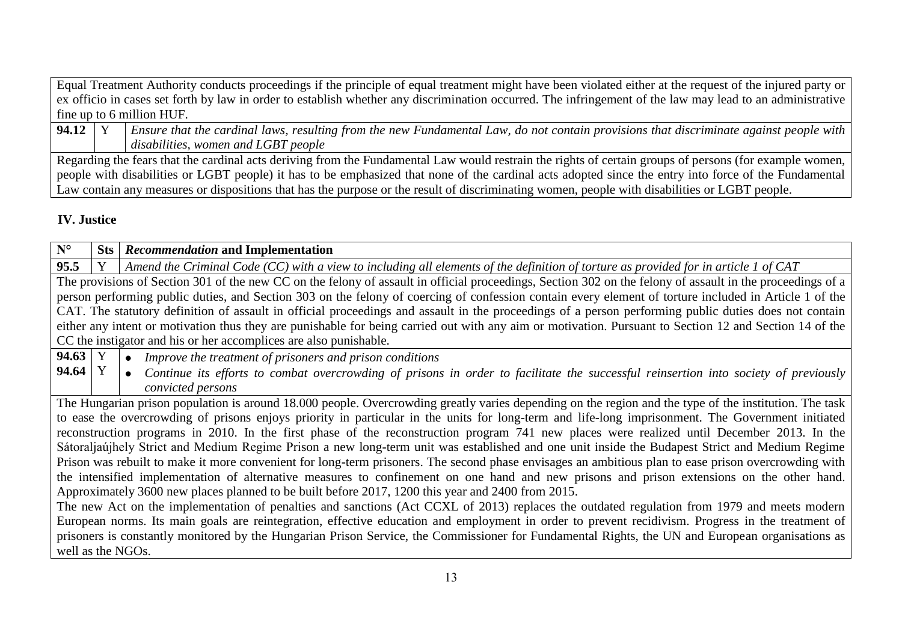| | | |
|---|---|---|
| Equal Treatment Authority conducts proceedings if the principle of equal treatment might have been violated either at the request of the injured party or ex officio in cases set forth by law in order to establish whether any discrimination occurred. The infringement of the law may lead to an administrative fine up to 6 million HUF. | | |
| **94.12** | Y | *Ensure that the cardinal laws, resulting from the new Fundamental Law, do not contain provisions that discriminate against people with disabilities, women and LGBT people* |
| Regarding the fears that the cardinal acts deriving from the Fundamental Law would restrain the rights of certain groups of persons (for example women, people with disabilities or LGBT people) it has to be emphasized that none of the cardinal acts adopted since the entry into force of the Fundamental Law contain any measures or dispositions that has the purpose or the result of discriminating women, people with disabilities or LGBT people. | | |

### IV. Justice

| N° | Sts | *Recommendation* and Implementation |
|---|---|---|
| **95.5** | Y | *Amend the Criminal Code (CC) with a view to including all elements of the definition of torture as provided for in article 1 of CAT* |
| The provisions of Section 301 of the new CC on the felony of assault in official proceedings, Section 302 on the felony of assault in the proceedings of a person performing public duties, and Section 303 on the felony of coercing of confession contain every element of torture included in Article 1 of the CAT. The statutory definition of assault in official proceedings and assault in the proceedings of a person performing public duties does not contain either any intent or motivation thus they are punishable for being carried out with any aim or motivation. Pursuant to Section 12 and Section 14 of the CC the instigator and his or her accomplices are also punishable. | | |
| **94.63**<br>**94.64** | Y<br>Y | • *Improve the treatment of prisoners and prison conditions*<br>• *Continue its efforts to combat overcrowding of prisons in order to facilitate the successful reinsertion into society of previously convicted persons* |
| The Hungarian prison population is around 18.000 people. Overcrowding greatly varies depending on the region and the type of the institution. The task to ease the overcrowding of prisons enjoys priority in particular in the units for long-term and life-long imprisonment. The Government initiated reconstruction programs in 2010. In the first phase of the reconstruction program 741 new places were realized until December 2013. In the Sátoraljaújhely Strict and Medium Regime Prison a new long-term unit was established and one unit inside the Budapest Strict and Medium Regime Prison was rebuilt to make it more convenient for long-term prisoners. The second phase envisages an ambitious plan to ease prison overcrowding with the intensified implementation of alternative measures to confinement on one hand and new prisons and prison extensions on the other hand. Approximately 3600 new places planned to be built before 2017, 1200 this year and 2400 from 2015.<br>The new Act on the implementation of penalties and sanctions (Act CCXL of 2013) replaces the outdated regulation from 1979 and meets modern European norms. Its main goals are reintegration, effective education and employment in order to prevent recidivism. Progress in the treatment of prisoners is constantly monitored by the Hungarian Prison Service, the Commissioner for Fundamental Rights, the UN and European organisations as well as the NGOs. | | |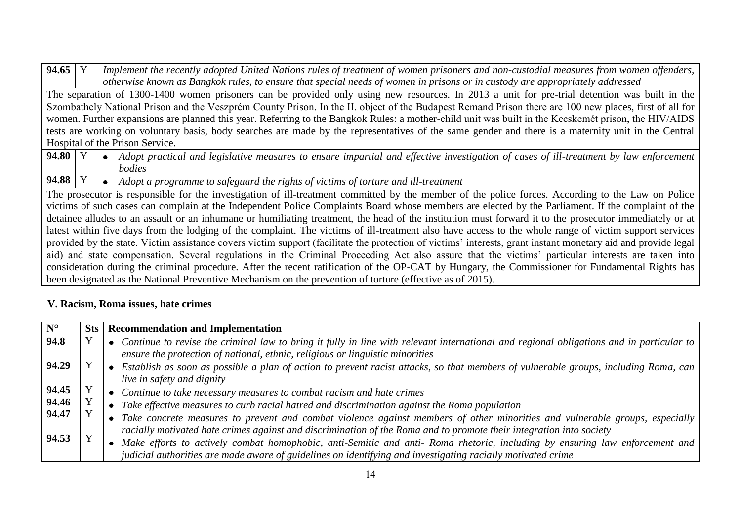| | | |
|---|---|---|
| **94.65** | Y | *Implement the recently adopted United Nations rules of treatment of women prisoners and non-custodial measures from women offenders, otherwise known as Bangkok rules, to ensure that special needs of women in prisons or in custody are appropriately addressed* |
| The separation of 1300-1400 women prisoners can be provided only using new resources. In 2013 a unit for pre-trial detention was built in the Szombathely National Prison and the Veszprém County Prison. In the II. object of the Budapest Remand Prison there are 100 new places, first of all for women. Further expansions are planned this year. Referring to the Bangkok Rules: a mother-child unit was built in the Kecskemét prison, the HIV/AIDS tests are working on voluntary basis, body searches are made by the representatives of the same gender and there is a maternity unit in the Central Hospital of the Prison Service. | | |
| **94.80** | Y | • *Adopt practical and legislative measures to ensure impartial and effective investigation of cases of ill-treatment by law enforcement bodies* |
| **94.88** | Y | • *Adopt a programme to safeguard the rights of victims of torture and ill-treatment* |
| The prosecutor is responsible for the investigation of ill-treatment committed by the member of the police forces. According to the Law on Police victims of such cases can complain at the Independent Police Complaints Board whose members are elected by the Parliament. If the complaint of the detainee alludes to an assault or an inhumane or humiliating treatment, the head of the institution must forward it to the prosecutor immediately or at latest within five days from the lodging of the complaint. The victims of ill-treatment also have access to the whole range of victim support services provided by the state. Victim assistance covers victim support (facilitate the protection of victims' interests, grant instant monetary aid and provide legal aid) and state compensation. Several regulations in the Criminal Proceeding Act also assure that the victims' particular interests are taken into consideration during the criminal procedure. After the recent ratification of the OP-CAT by Hungary, the Commissioner for Fundamental Rights has been designated as the National Preventive Mechanism on the prevention of torture (effective as of 2015). | | |

## V. Racism, Roma issues, hate crimes

| N° | Sts | Recommendation and Implementation |
|---|---|---|
| **94.8** | Y | • *Continue to revise the criminal law to bring it fully in line with relevant international and regional obligations and in particular to ensure the protection of national, ethnic, religious or linguistic minorities* |
| **94.29** | Y | • *Establish as soon as possible a plan of action to prevent racist attacks, so that members of vulnerable groups, including Roma, can live in safety and dignity* |
| **94.45** | Y | • *Continue to take necessary measures to combat racism and hate crimes* |
| **94.46** | Y | • *Take effective measures to curb racial hatred and discrimination against the Roma population* |
| **94.47** | Y | • *Take concrete measures to prevent and combat violence against members of other minorities and vulnerable groups, especially racially motivated hate crimes against and discrimination of the Roma and to promote their integration into society* |
| **94.53** | Y | • *Make efforts to actively combat homophobic, anti-Semitic and anti- Roma rhetoric, including by ensuring law enforcement and judicial authorities are made aware of guidelines on identifying and investigating racially motivated crime* |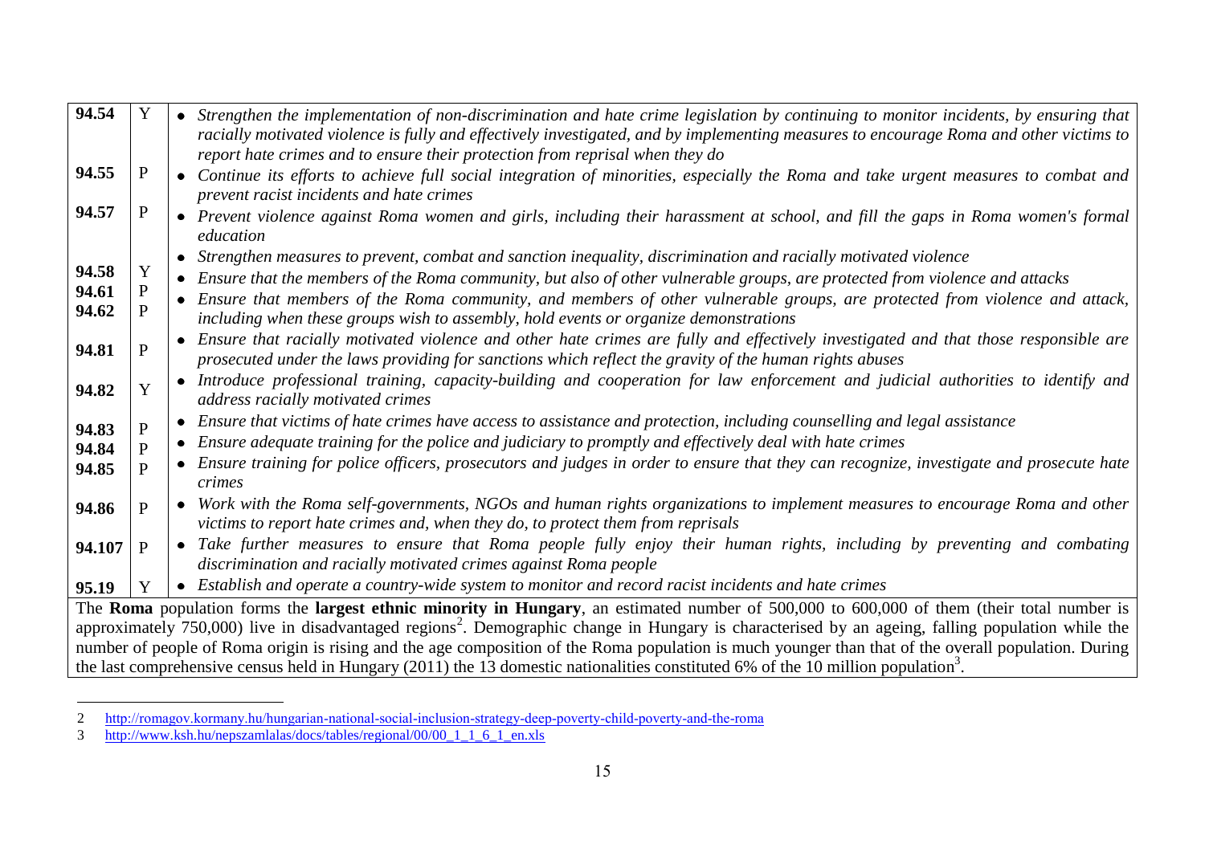| | | |
|---|---|---|
| **94.54** | Y | • *Strengthen the implementation of non-discrimination and hate crime legislation by continuing to monitor incidents, by ensuring that racially motivated violence is fully and effectively investigated, and by implementing measures to encourage Roma and other victims to report hate crimes and to ensure their protection from reprisal when they do* |
| **94.55** | P | • *Continue its efforts to achieve full social integration of minorities, especially the Roma and take urgent measures to combat and prevent racist incidents and hate crimes* |
| **94.57** | P | • *Prevent violence against Roma women and girls, including their harassment at school, and fill the gaps in Roma women's formal education* |
| **94.58** | Y | • *Strengthen measures to prevent, combat and sanction inequality, discrimination and racially motivated violence* |
| **94.61** | P | • *Ensure that the members of the Roma community, but also of other vulnerable groups, are protected from violence and attacks* |
| **94.62** | P | • *Ensure that members of the Roma community, and members of other vulnerable groups, are protected from violence and attack, including when these groups wish to assembly, hold events or organize demonstrations* |
| **94.81** | P | • *Ensure that racially motivated violence and other hate crimes are fully and effectively investigated and that those responsible are prosecuted under the laws providing for sanctions which reflect the gravity of the human rights abuses* |
| **94.82** | Y | • *Introduce professional training, capacity-building and cooperation for law enforcement and judicial authorities to identify and address racially motivated crimes* |
| **94.83** | P | • *Ensure that victims of hate crimes have access to assistance and protection, including counselling and legal assistance* |
| **94.84** | P | • *Ensure adequate training for the police and judiciary to promptly and effectively deal with hate crimes* |
| **94.85** | P | • *Ensure training for police officers, prosecutors and judges in order to ensure that they can recognize, investigate and prosecute hate crimes* |
| **94.86** | P | • *Work with the Roma self-governments, NGOs and human rights organizations to implement measures to encourage Roma and other victims to report hate crimes and, when they do, to protect them from reprisals* |
| **94.107** | P | • *Take further measures to ensure that Roma people fully enjoy their human rights, including by preventing and combating discrimination and racially motivated crimes against Roma people* |
| **95.19** | Y | • *Establish and operate a country-wide system to monitor and record racist incidents and hate crimes* |

The **Roma** population forms the **largest ethnic minority in Hungary**, an estimated number of 500,000 to 600,000 of them (their total number is approximately 750,000) live in disadvantaged regions[2]. Demographic change in Hungary is characterised by an ageing, falling population while the number of people of Roma origin is rising and the age composition of the Roma population is much younger than that of the overall population. During the last comprehensive census held in Hungary (2011) the 13 domestic nationalities constituted 6% of the 10 million population[3].

---

2 http://romagov.kormany.hu/hungarian-national-social-inclusion-strategy-deep-poverty-child-poverty-and-the-roma

3 http://www.ksh.hu/nepszamlalas/docs/tables/regional/00/00_1_1_6_1_en.xls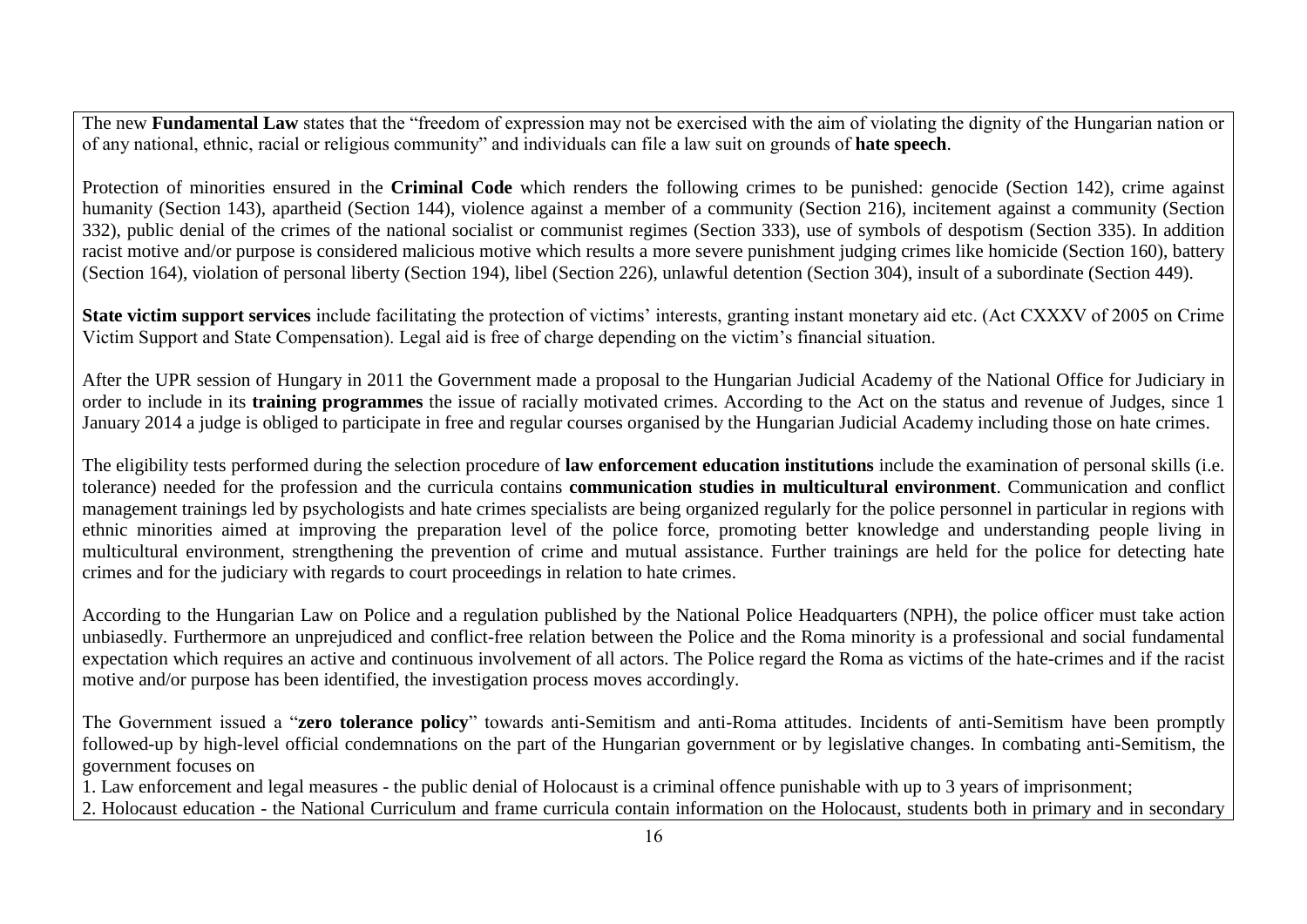The new **Fundamental Law** states that the "freedom of expression may not be exercised with the aim of violating the dignity of the Hungarian nation or of any national, ethnic, racial or religious community" and individuals can file a law suit on grounds of **hate speech**.

Protection of minorities ensured in the **Criminal Code** which renders the following crimes to be punished: genocide (Section 142), crime against humanity (Section 143), apartheid (Section 144), violence against a member of a community (Section 216), incitement against a community (Section 332), public denial of the crimes of the national socialist or communist regimes (Section 333), use of symbols of despotism (Section 335). In addition racist motive and/or purpose is considered malicious motive which results a more severe punishment judging crimes like homicide (Section 160), battery (Section 164), violation of personal liberty (Section 194), libel (Section 226), unlawful detention (Section 304), insult of a subordinate (Section 449).

**State victim support services** include facilitating the protection of victims' interests, granting instant monetary aid etc. (Act CXXXV of 2005 on Crime Victim Support and State Compensation). Legal aid is free of charge depending on the victim's financial situation.

After the UPR session of Hungary in 2011 the Government made a proposal to the Hungarian Judicial Academy of the National Office for Judiciary in order to include in its **training programmes** the issue of racially motivated crimes. According to the Act on the status and revenue of Judges, since 1 January 2014 a judge is obliged to participate in free and regular courses organised by the Hungarian Judicial Academy including those on hate crimes.

The eligibility tests performed during the selection procedure of **law enforcement education institutions** include the examination of personal skills (i.e. tolerance) needed for the profession and the curricula contains **communication studies in multicultural environment**. Communication and conflict management trainings led by psychologists and hate crimes specialists are being organized regularly for the police personnel in particular in regions with ethnic minorities aimed at improving the preparation level of the police force, promoting better knowledge and understanding people living in multicultural environment, strengthening the prevention of crime and mutual assistance. Further trainings are held for the police for detecting hate crimes and for the judiciary with regards to court proceedings in relation to hate crimes.

According to the Hungarian Law on Police and a regulation published by the National Police Headquarters (NPH), the police officer must take action unbiasedly. Furthermore an unprejudiced and conflict-free relation between the Police and the Roma minority is a professional and social fundamental expectation which requires an active and continuous involvement of all actors. The Police regard the Roma as victims of the hate-crimes and if the racist motive and/or purpose has been identified, the investigation process moves accordingly.

The Government issued a "**zero tolerance policy**" towards anti-Semitism and anti-Roma attitudes. Incidents of anti-Semitism have been promptly followed-up by high-level official condemnations on the part of the Hungarian government or by legislative changes. In combating anti-Semitism, the government focuses on

1. Law enforcement and legal measures - the public denial of Holocaust is a criminal offence punishable with up to 3 years of imprisonment;
2. Holocaust education - the National Curriculum and frame curricula contain information on the Holocaust, students both in primary and in secondary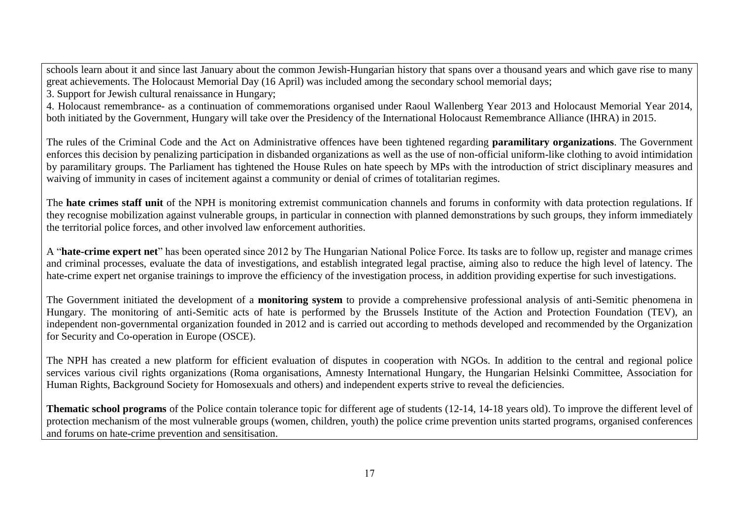schools learn about it and since last January about the common Jewish-Hungarian history that spans over a thousand years and which gave rise to many great achievements. The Holocaust Memorial Day (16 April) was included among the secondary school memorial days;

3. Support for Jewish cultural renaissance in Hungary;

4. Holocaust remembrance- as a continuation of commemorations organised under Raoul Wallenberg Year 2013 and Holocaust Memorial Year 2014, both initiated by the Government, Hungary will take over the Presidency of the International Holocaust Remembrance Alliance (IHRA) in 2015.

The rules of the Criminal Code and the Act on Administrative offences have been tightened regarding **paramilitary organizations**. The Government enforces this decision by penalizing participation in disbanded organizations as well as the use of non-official uniform-like clothing to avoid intimidation by paramilitary groups. The Parliament has tightened the House Rules on hate speech by MPs with the introduction of strict disciplinary measures and waiving of immunity in cases of incitement against a community or denial of crimes of totalitarian regimes.

The **hate crimes staff unit** of the NPH is monitoring extremist communication channels and forums in conformity with data protection regulations. If they recognise mobilization against vulnerable groups, in particular in connection with planned demonstrations by such groups, they inform immediately the territorial police forces, and other involved law enforcement authorities.

A "**hate-crime expert net**" has been operated since 2012 by The Hungarian National Police Force. Its tasks are to follow up, register and manage crimes and criminal processes, evaluate the data of investigations, and establish integrated legal practise, aiming also to reduce the high level of latency. The hate-crime expert net organise trainings to improve the efficiency of the investigation process, in addition providing expertise for such investigations.

The Government initiated the development of a **monitoring system** to provide a comprehensive professional analysis of anti-Semitic phenomena in Hungary. The monitoring of anti-Semitic acts of hate is performed by the Brussels Institute of the Action and Protection Foundation (TEV), an independent non-governmental organization founded in 2012 and is carried out according to methods developed and recommended by the Organization for Security and Co-operation in Europe (OSCE).

The NPH has created a new platform for efficient evaluation of disputes in cooperation with NGOs. In addition to the central and regional police services various civil rights organizations (Roma organisations, Amnesty International Hungary, the Hungarian Helsinki Committee, Association for Human Rights, Background Society for Homosexuals and others) and independent experts strive to reveal the deficiencies.

**Thematic school programs** of the Police contain tolerance topic for different age of students (12-14, 14-18 years old). To improve the different level of protection mechanism of the most vulnerable groups (women, children, youth) the police crime prevention units started programs, organised conferences and forums on hate-crime prevention and sensitisation.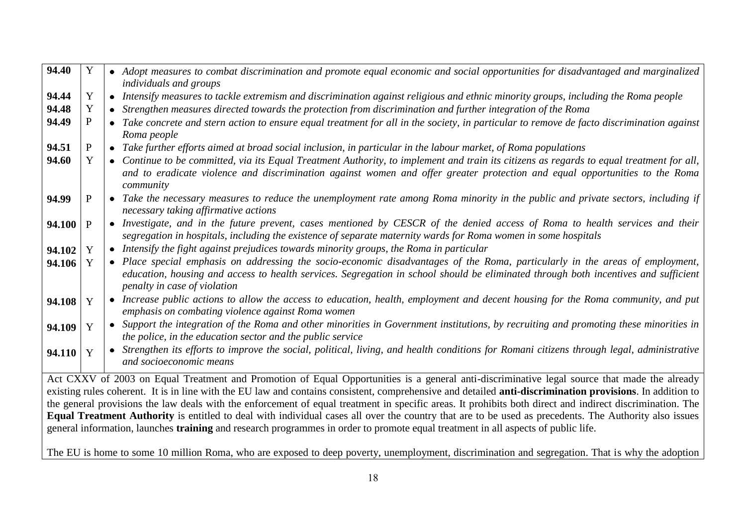| | | |
|---|---|---|
| **94.40** | Y | • *Adopt measures to combat discrimination and promote equal economic and social opportunities for disadvantaged and marginalized individuals and groups* |
| **94.44** | Y | • *Intensify measures to tackle extremism and discrimination against religious and ethnic minority groups, including the Roma people* |
| **94.48** | Y | • *Strengthen measures directed towards the protection from discrimination and further integration of the Roma* |
| **94.49** | P | • *Take concrete and stern action to ensure equal treatment for all in the society, in particular to remove de facto discrimination against Roma people* |
| **94.51** | P | • *Take further efforts aimed at broad social inclusion, in particular in the labour market, of Roma populations* |
| **94.60** | Y | • *Continue to be committed, via its Equal Treatment Authority, to implement and train its citizens as regards to equal treatment for all, and to eradicate violence and discrimination against women and offer greater protection and equal opportunities to the Roma community* |
| **94.99** | P | • *Take the necessary measures to reduce the unemployment rate among Roma minority in the public and private sectors, including if necessary taking affirmative actions* |
| **94.100** | P | • *Investigate, and in the future prevent, cases mentioned by CESCR of the denied access of Roma to health services and their segregation in hospitals, including the existence of separate maternity wards for Roma women in some hospitals* |
| **94.102** | Y | • *Intensify the fight against prejudices towards minority groups, the Roma in particular* |
| **94.106** | Y | • *Place special emphasis on addressing the socio-economic disadvantages of the Roma, particularly in the areas of employment, education, housing and access to health services. Segregation in school should be eliminated through both incentives and sufficient penalty in case of violation* |
| **94.108** | Y | • *Increase public actions to allow the access to education, health, employment and decent housing for the Roma community, and put emphasis on combating violence against Roma women* |
| **94.109** | Y | • *Support the integration of the Roma and other minorities in Government institutions, by recruiting and promoting these minorities in the police, in the education sector and the public service* |
| **94.110** | Y | • *Strengthen its efforts to improve the social, political, living, and health conditions for Romani citizens through legal, administrative and socioeconomic means* |

Act CXXV of 2003 on Equal Treatment and Promotion of Equal Opportunities is a general anti-discriminative legal source that made the already existing rules coherent. It is in line with the EU law and contains consistent, comprehensive and detailed **anti-discrimination provisions**. In addition to the general provisions the law deals with the enforcement of equal treatment in specific areas. It prohibits both direct and indirect discrimination. The **Equal Treatment Authority** is entitled to deal with individual cases all over the country that are to be used as precedents. The Authority also issues general information, launches **training** and research programmes in order to promote equal treatment in all aspects of public life.

The EU is home to some 10 million Roma, who are exposed to deep poverty, unemployment, discrimination and segregation. That is why the adoption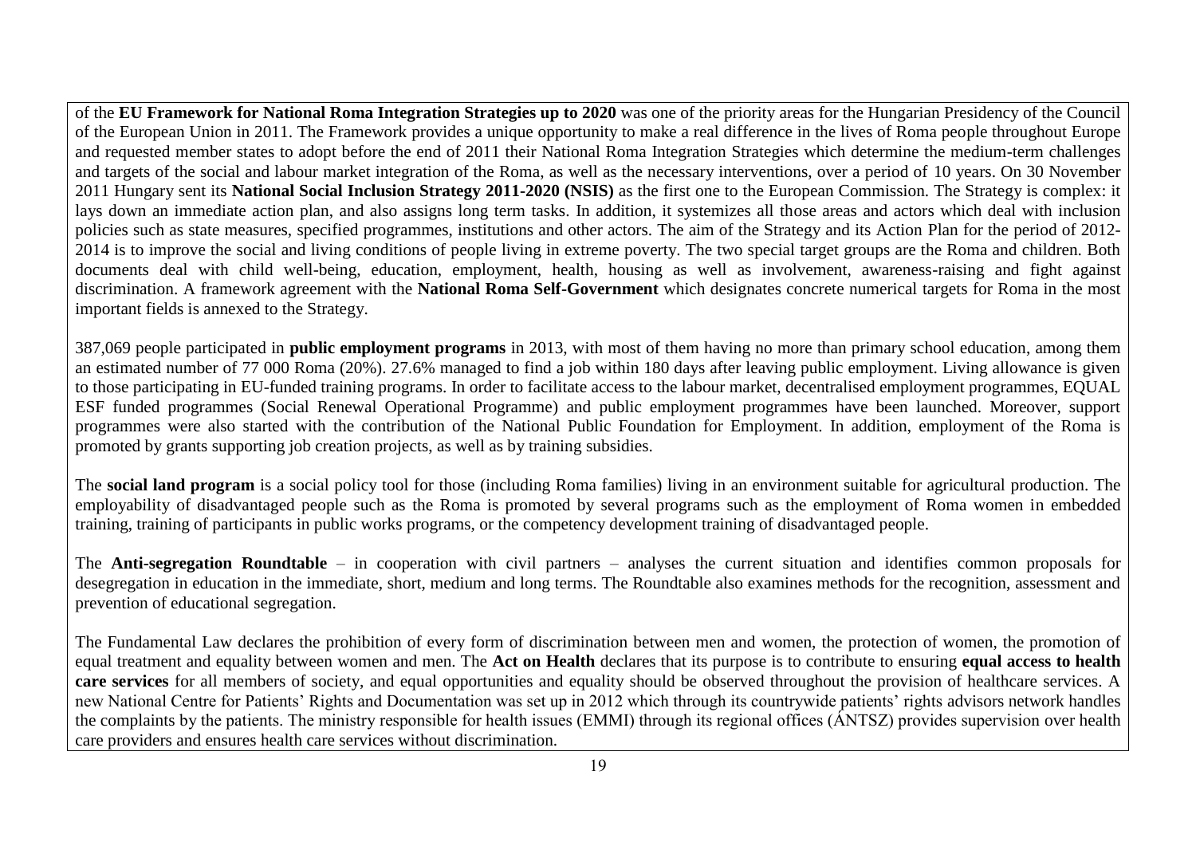of the **EU Framework for National Roma Integration Strategies up to 2020** was one of the priority areas for the Hungarian Presidency of the Council of the European Union in 2011. The Framework provides a unique opportunity to make a real difference in the lives of Roma people throughout Europe and requested member states to adopt before the end of 2011 their National Roma Integration Strategies which determine the medium-term challenges and targets of the social and labour market integration of the Roma, as well as the necessary interventions, over a period of 10 years. On 30 November 2011 Hungary sent its **National Social Inclusion Strategy 2011-2020 (NSIS)** as the first one to the European Commission. The Strategy is complex: it lays down an immediate action plan, and also assigns long term tasks. In addition, it systemizes all those areas and actors which deal with inclusion policies such as state measures, specified programmes, institutions and other actors. The aim of the Strategy and its Action Plan for the period of 2012-2014 is to improve the social and living conditions of people living in extreme poverty. The two special target groups are the Roma and children. Both documents deal with child well-being, education, employment, health, housing as well as involvement, awareness-raising and fight against discrimination. A framework agreement with the **National Roma Self-Government** which designates concrete numerical targets for Roma in the most important fields is annexed to the Strategy.

387,069 people participated in **public employment programs** in 2013, with most of them having no more than primary school education, among them an estimated number of 77 000 Roma (20%). 27.6% managed to find a job within 180 days after leaving public employment. Living allowance is given to those participating in EU-funded training programs. In order to facilitate access to the labour market, decentralised employment programmes, EQUAL ESF funded programmes (Social Renewal Operational Programme) and public employment programmes have been launched. Moreover, support programmes were also started with the contribution of the National Public Foundation for Employment. In addition, employment of the Roma is promoted by grants supporting job creation projects, as well as by training subsidies.

The **social land program** is a social policy tool for those (including Roma families) living in an environment suitable for agricultural production. The employability of disadvantaged people such as the Roma is promoted by several programs such as the employment of Roma women in embedded training, training of participants in public works programs, or the competency development training of disadvantaged people.

The **Anti-segregation Roundtable** – in cooperation with civil partners – analyses the current situation and identifies common proposals for desegregation in education in the immediate, short, medium and long terms. The Roundtable also examines methods for the recognition, assessment and prevention of educational segregation.

The Fundamental Law declares the prohibition of every form of discrimination between men and women, the protection of women, the promotion of equal treatment and equality between women and men. The **Act on Health** declares that its purpose is to contribute to ensuring **equal access to health care services** for all members of society, and equal opportunities and equality should be observed throughout the provision of healthcare services. A new National Centre for Patients' Rights and Documentation was set up in 2012 which through its countrywide patients' rights advisors network handles the complaints by the patients. The ministry responsible for health issues (EMMI) through its regional offices (ÁNTSZ) provides supervision over health care providers and ensures health care services without discrimination.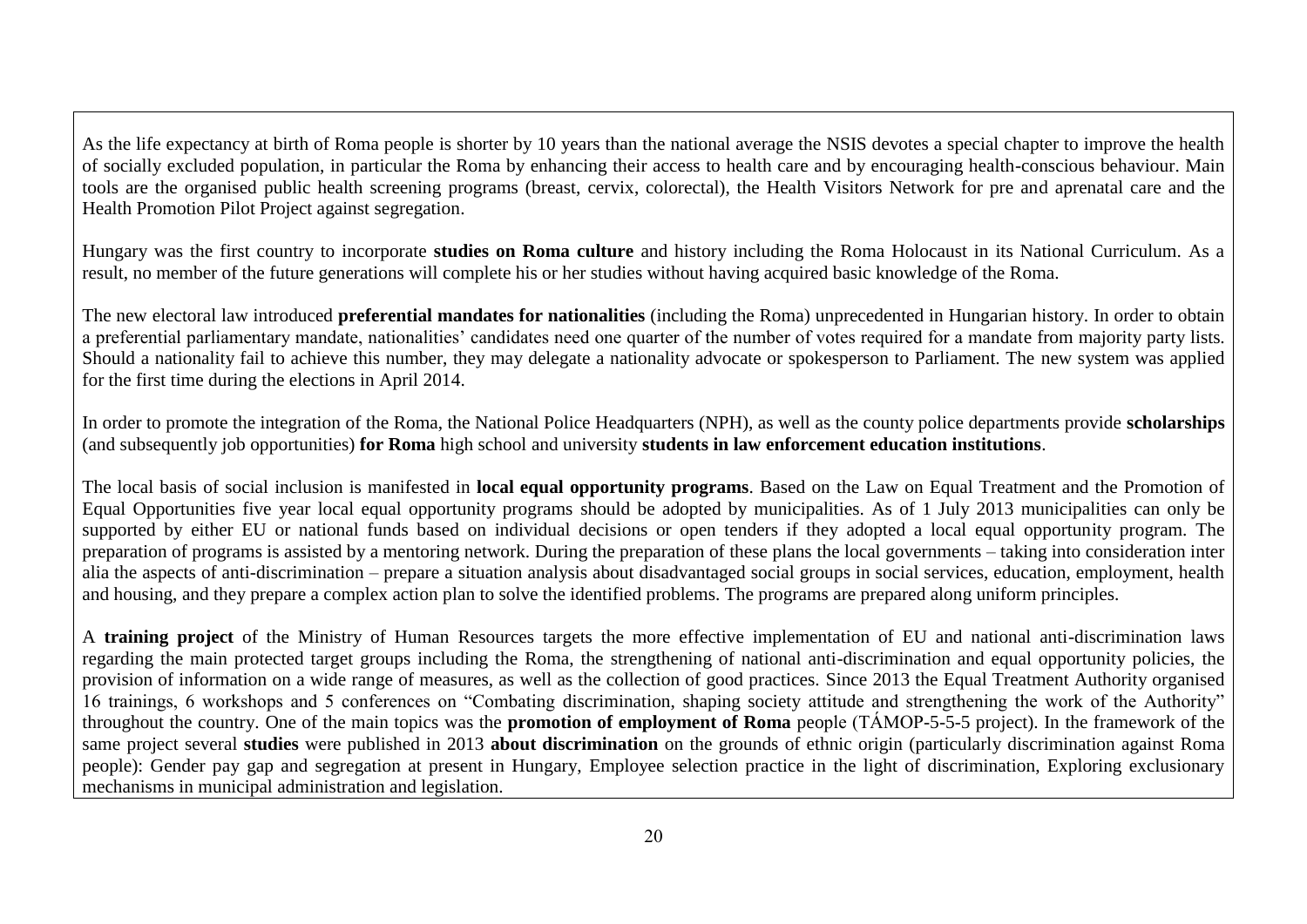As the life expectancy at birth of Roma people is shorter by 10 years than the national average the NSIS devotes a special chapter to improve the health of socially excluded population, in particular the Roma by enhancing their access to health care and by encouraging health-conscious behaviour. Main tools are the organised public health screening programs (breast, cervix, colorectal), the Health Visitors Network for pre and aprenatal care and the Health Promotion Pilot Project against segregation.

Hungary was the first country to incorporate **studies on Roma culture** and history including the Roma Holocaust in its National Curriculum. As a result, no member of the future generations will complete his or her studies without having acquired basic knowledge of the Roma.

The new electoral law introduced **preferential mandates for nationalities** (including the Roma) unprecedented in Hungarian history. In order to obtain a preferential parliamentary mandate, nationalities' candidates need one quarter of the number of votes required for a mandate from majority party lists. Should a nationality fail to achieve this number, they may delegate a nationality advocate or spokesperson to Parliament. The new system was applied for the first time during the elections in April 2014.

In order to promote the integration of the Roma, the National Police Headquarters (NPH), as well as the county police departments provide **scholarships** (and subsequently job opportunities) **for Roma** high school and university **students in law enforcement education institutions**.

The local basis of social inclusion is manifested in **local equal opportunity programs**. Based on the Law on Equal Treatment and the Promotion of Equal Opportunities five year local equal opportunity programs should be adopted by municipalities. As of 1 July 2013 municipalities can only be supported by either EU or national funds based on individual decisions or open tenders if they adopted a local equal opportunity program. The preparation of programs is assisted by a mentoring network. During the preparation of these plans the local governments – taking into consideration inter alia the aspects of anti-discrimination – prepare a situation analysis about disadvantaged social groups in social services, education, employment, health and housing, and they prepare a complex action plan to solve the identified problems. The programs are prepared along uniform principles.

A **training project** of the Ministry of Human Resources targets the more effective implementation of EU and national anti-discrimination laws regarding the main protected target groups including the Roma, the strengthening of national anti-discrimination and equal opportunity policies, the provision of information on a wide range of measures, as well as the collection of good practices. Since 2013 the Equal Treatment Authority organised 16 trainings, 6 workshops and 5 conferences on "Combating discrimination, shaping society attitude and strengthening the work of the Authority" throughout the country. One of the main topics was the **promotion of employment of Roma** people (TÁMOP-5-5-5 project). In the framework of the same project several **studies** were published in 2013 **about discrimination** on the grounds of ethnic origin (particularly discrimination against Roma people): Gender pay gap and segregation at present in Hungary, Employee selection practice in the light of discrimination, Exploring exclusionary mechanisms in municipal administration and legislation.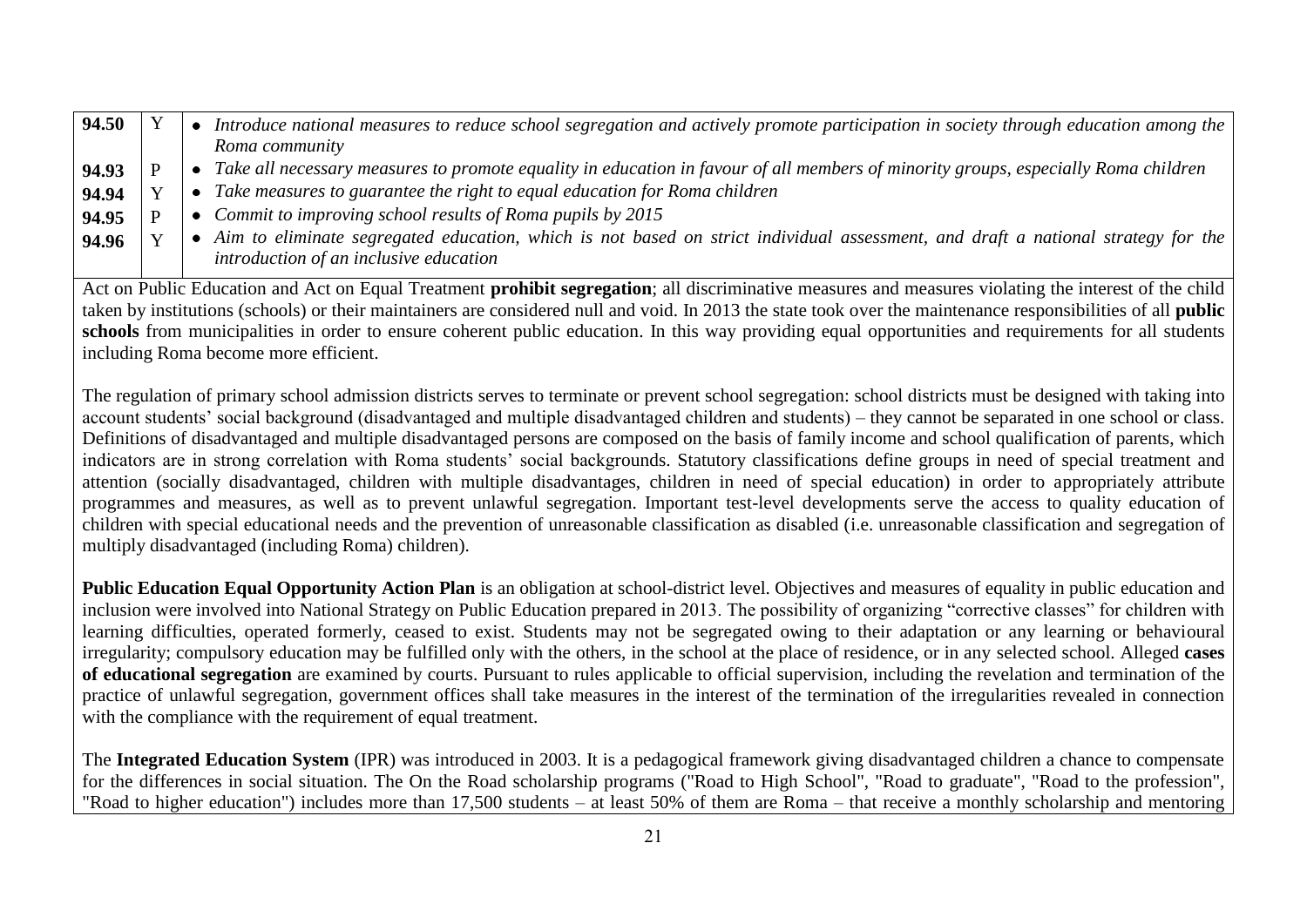| | | |
|---|---|---|
| **94.50** | Y | • *Introduce national measures to reduce school segregation and actively promote participation in society through education among the Roma community* |
| **94.93** | P | • *Take all necessary measures to promote equality in education in favour of all members of minority groups, especially Roma children* |
| **94.94** | Y | • *Take measures to guarantee the right to equal education for Roma children* |
| **94.95** | P | • *Commit to improving school results of Roma pupils by 2015* |
| **94.96** | Y | • *Aim to eliminate segregated education, which is not based on strict individual assessment, and draft a national strategy for the introduction of an inclusive education* |

Act on Public Education and Act on Equal Treatment **prohibit segregation**; all discriminative measures and measures violating the interest of the child taken by institutions (schools) or their maintainers are considered null and void. In 2013 the state took over the maintenance responsibilities of all **public schools** from municipalities in order to ensure coherent public education. In this way providing equal opportunities and requirements for all students including Roma become more efficient.

The regulation of primary school admission districts serves to terminate or prevent school segregation: school districts must be designed with taking into account students' social background (disadvantaged and multiple disadvantaged children and students) – they cannot be separated in one school or class. Definitions of disadvantaged and multiple disadvantaged persons are composed on the basis of family income and school qualification of parents, which indicators are in strong correlation with Roma students' social backgrounds. Statutory classifications define groups in need of special treatment and attention (socially disadvantaged, children with multiple disadvantages, children in need of special education) in order to appropriately attribute programmes and measures, as well as to prevent unlawful segregation. Important test-level developments serve the access to quality education of children with special educational needs and the prevention of unreasonable classification as disabled (i.e. unreasonable classification and segregation of multiply disadvantaged (including Roma) children).

**Public Education Equal Opportunity Action Plan** is an obligation at school-district level. Objectives and measures of equality in public education and inclusion were involved into National Strategy on Public Education prepared in 2013. The possibility of organizing "corrective classes" for children with learning difficulties, operated formerly, ceased to exist. Students may not be segregated owing to their adaptation or any learning or behavioural irregularity; compulsory education may be fulfilled only with the others, in the school at the place of residence, or in any selected school. Alleged **cases of educational segregation** are examined by courts. Pursuant to rules applicable to official supervision, including the revelation and termination of the practice of unlawful segregation, government offices shall take measures in the interest of the termination of the irregularities revealed in connection with the compliance with the requirement of equal treatment.

The **Integrated Education System** (IPR) was introduced in 2003. It is a pedagogical framework giving disadvantaged children a chance to compensate for the differences in social situation. The On the Road scholarship programs ("Road to High School", "Road to graduate", "Road to the profession", "Road to higher education") includes more than 17,500 students – at least 50% of them are Roma – that receive a monthly scholarship and mentoring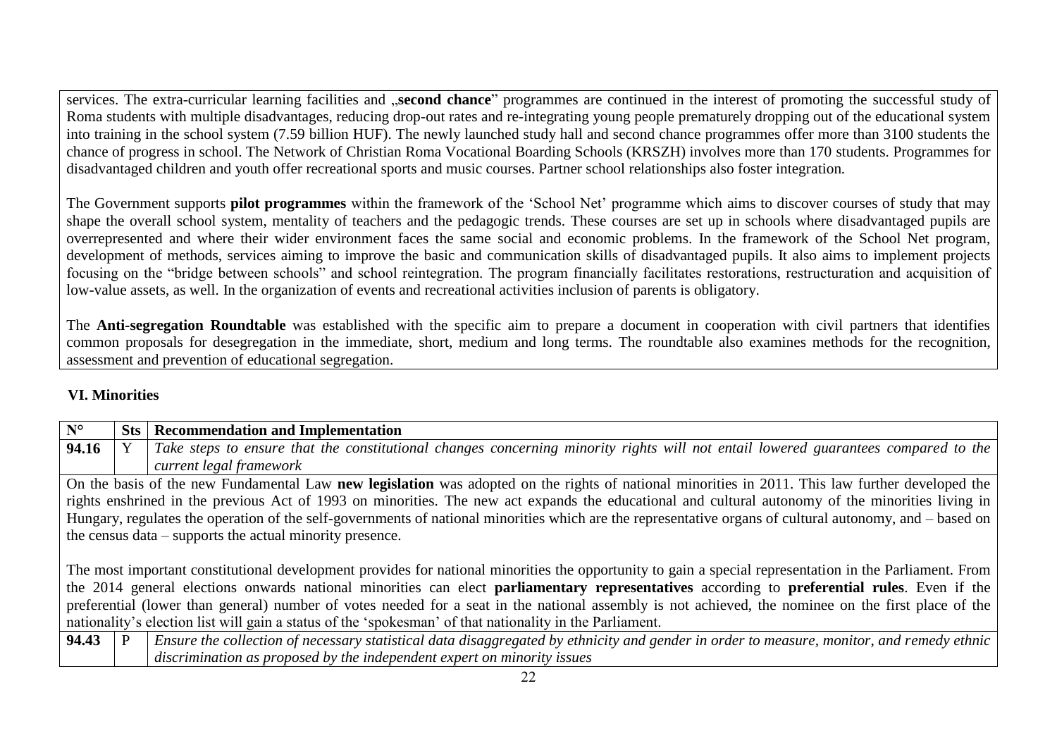services. The extra-curricular learning facilities and „**second chance**" programmes are continued in the interest of promoting the successful study of Roma students with multiple disadvantages, reducing drop-out rates and re-integrating young people prematurely dropping out of the educational system into training in the school system (7.59 billion HUF). The newly launched study hall and second chance programmes offer more than 3100 students the chance of progress in school. The Network of Christian Roma Vocational Boarding Schools (KRSZH) involves more than 170 students. Programmes for disadvantaged children and youth offer recreational sports and music courses. Partner school relationships also foster integration.

The Government supports **pilot programmes** within the framework of the 'School Net' programme which aims to discover courses of study that may shape the overall school system, mentality of teachers and the pedagogic trends. These courses are set up in schools where disadvantaged pupils are overrepresented and where their wider environment faces the same social and economic problems. In the framework of the School Net program, development of methods, services aiming to improve the basic and communication skills of disadvantaged pupils. It also aims to implement projects focusing on the "bridge between schools" and school reintegration. The program financially facilitates restorations, restructuration and acquisition of low-value assets, as well. In the organization of events and recreational activities inclusion of parents is obligatory.

The **Anti-segregation Roundtable** was established with the specific aim to prepare a document in cooperation with civil partners that identifies common proposals for desegregation in the immediate, short, medium and long terms. The roundtable also examines methods for the recognition, assessment and prevention of educational segregation.

## VI. Minorities

| N° | Sts | Recommendation and Implementation |
|---|---|---|
| **94.16** | Y | *Take steps to ensure that the constitutional changes concerning minority rights will not entail lowered guarantees compared to the current legal framework* |

On the basis of the new Fundamental Law **new legislation** was adopted on the rights of national minorities in 2011. This law further developed the rights enshrined in the previous Act of 1993 on minorities. The new act expands the educational and cultural autonomy of the minorities living in Hungary, regulates the operation of the self-governments of national minorities which are the representative organs of cultural autonomy, and – based on the census data – supports the actual minority presence.

The most important constitutional development provides for national minorities the opportunity to gain a special representation in the Parliament. From the 2014 general elections onwards national minorities can elect **parliamentary representatives** according to **preferential rules**. Even if the preferential (lower than general) number of votes needed for a seat in the national assembly is not achieved, the nominee on the first place of the nationality's election list will gain a status of the 'spokesman' of that nationality in the Parliament.

| N° | Sts | Recommendation and Implementation |
|---|---|---|
| **94.43** | P | *Ensure the collection of necessary statistical data disaggregated by ethnicity and gender in order to measure, monitor, and remedy ethnic discrimination as proposed by the independent expert on minority issues* |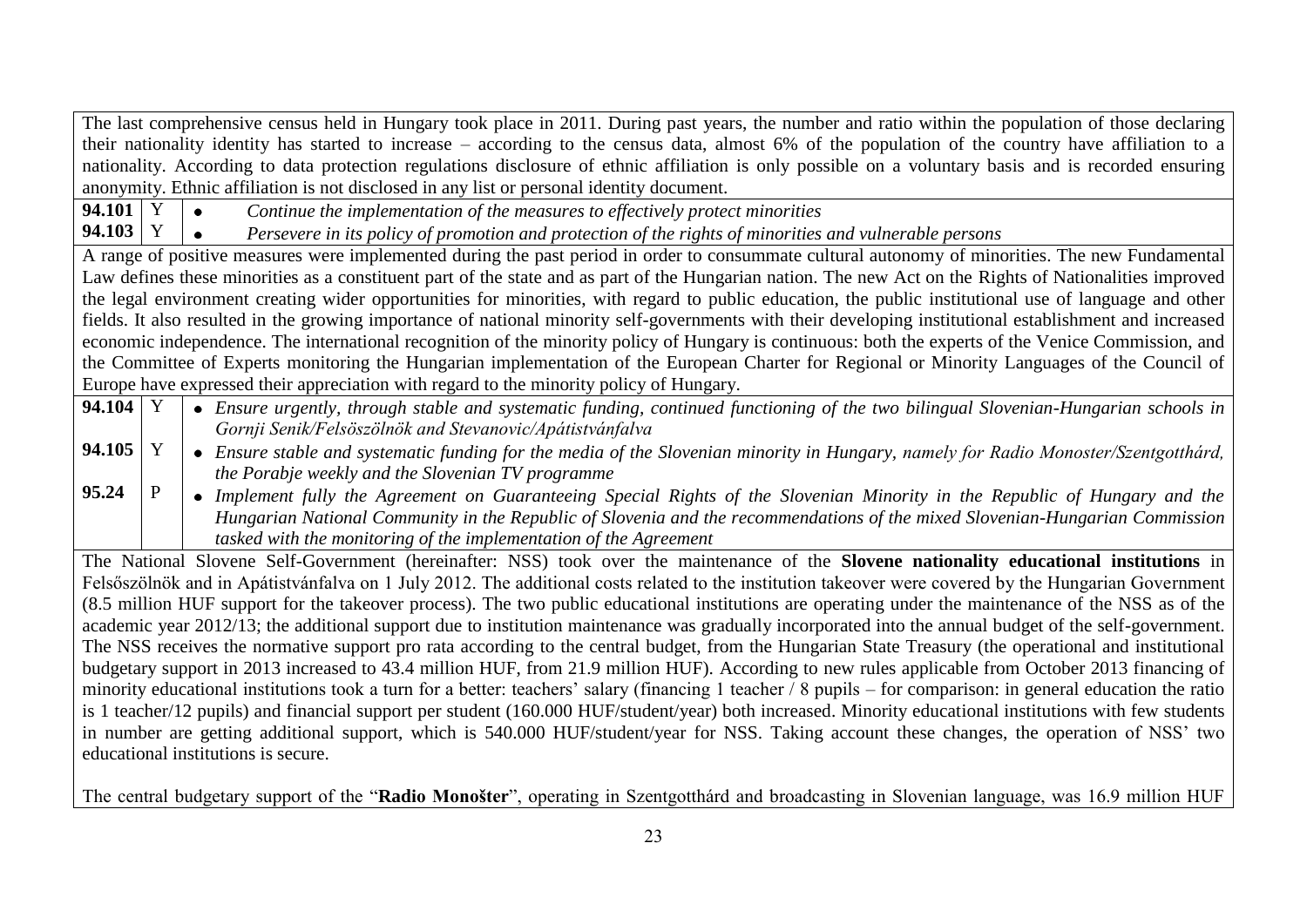The last comprehensive census held in Hungary took place in 2011. During past years, the number and ratio within the population of those declaring their nationality identity has started to increase – according to the census data, almost 6% of the population of the country have affiliation to a nationality. According to data protection regulations disclosure of ethnic affiliation is only possible on a voluntary basis and is recorded ensuring anonymity. Ethnic affiliation is not disclosed in any list or personal identity document.

| | | |
|---|---|---|
| **94.101** | Y | • *Continue the implementation of the measures to effectively protect minorities* |
| **94.103** | Y | • *Persevere in its policy of promotion and protection of the rights of minorities and vulnerable persons* |

A range of positive measures were implemented during the past period in order to consummate cultural autonomy of minorities. The new Fundamental Law defines these minorities as a constituent part of the state and as part of the Hungarian nation. The new Act on the Rights of Nationalities improved the legal environment creating wider opportunities for minorities, with regard to public education, the public institutional use of language and other fields. It also resulted in the growing importance of national minority self-governments with their developing institutional establishment and increased economic independence. The international recognition of the minority policy of Hungary is continuous: both the experts of the Venice Commission, and the Committee of Experts monitoring the Hungarian implementation of the European Charter for Regional or Minority Languages of the Council of Europe have expressed their appreciation with regard to the minority policy of Hungary.

| | | |
|---|---|---|
| **94.104** | Y | • *Ensure urgently, through stable and systematic funding, continued functioning of the two bilingual Slovenian-Hungarian schools in Gornji Senik/Felsöszölnök and Stevanovic/Apátistvánfalva* |
| **94.105** | Y | • *Ensure stable and systematic funding for the media of the Slovenian minority in Hungary, namely for Radio Monoster/Szentgotthárd, the Porabje weekly and the Slovenian TV programme* |
| **95.24** | P | • *Implement fully the Agreement on Guaranteeing Special Rights of the Slovenian Minority in the Republic of Hungary and the Hungarian National Community in the Republic of Slovenia and the recommendations of the mixed Slovenian-Hungarian Commission tasked with the monitoring of the implementation of the Agreement* |

The National Slovene Self-Government (hereinafter: NSS) took over the maintenance of the **Slovene nationality educational institutions** in Felsőszölnök and in Apátistvánfalva on 1 July 2012. The additional costs related to the institution takeover were covered by the Hungarian Government (8.5 million HUF support for the takeover process). The two public educational institutions are operating under the maintenance of the NSS as of the academic year 2012/13; the additional support due to institution maintenance was gradually incorporated into the annual budget of the self-government. The NSS receives the normative support pro rata according to the central budget, from the Hungarian State Treasury (the operational and institutional budgetary support in 2013 increased to 43.4 million HUF, from 21.9 million HUF). According to new rules applicable from October 2013 financing of minority educational institutions took a turn for a better: teachers' salary (financing 1 teacher / 8 pupils – for comparison: in general education the ratio is 1 teacher/12 pupils) and financial support per student (160.000 HUF/student/year) both increased. Minority educational institutions with few students in number are getting additional support, which is 540.000 HUF/student/year for NSS. Taking account these changes, the operation of NSS' two educational institutions is secure.

The central budgetary support of the "**Radio Monošter**", operating in Szentgotthárd and broadcasting in Slovenian language, was 16.9 million HUF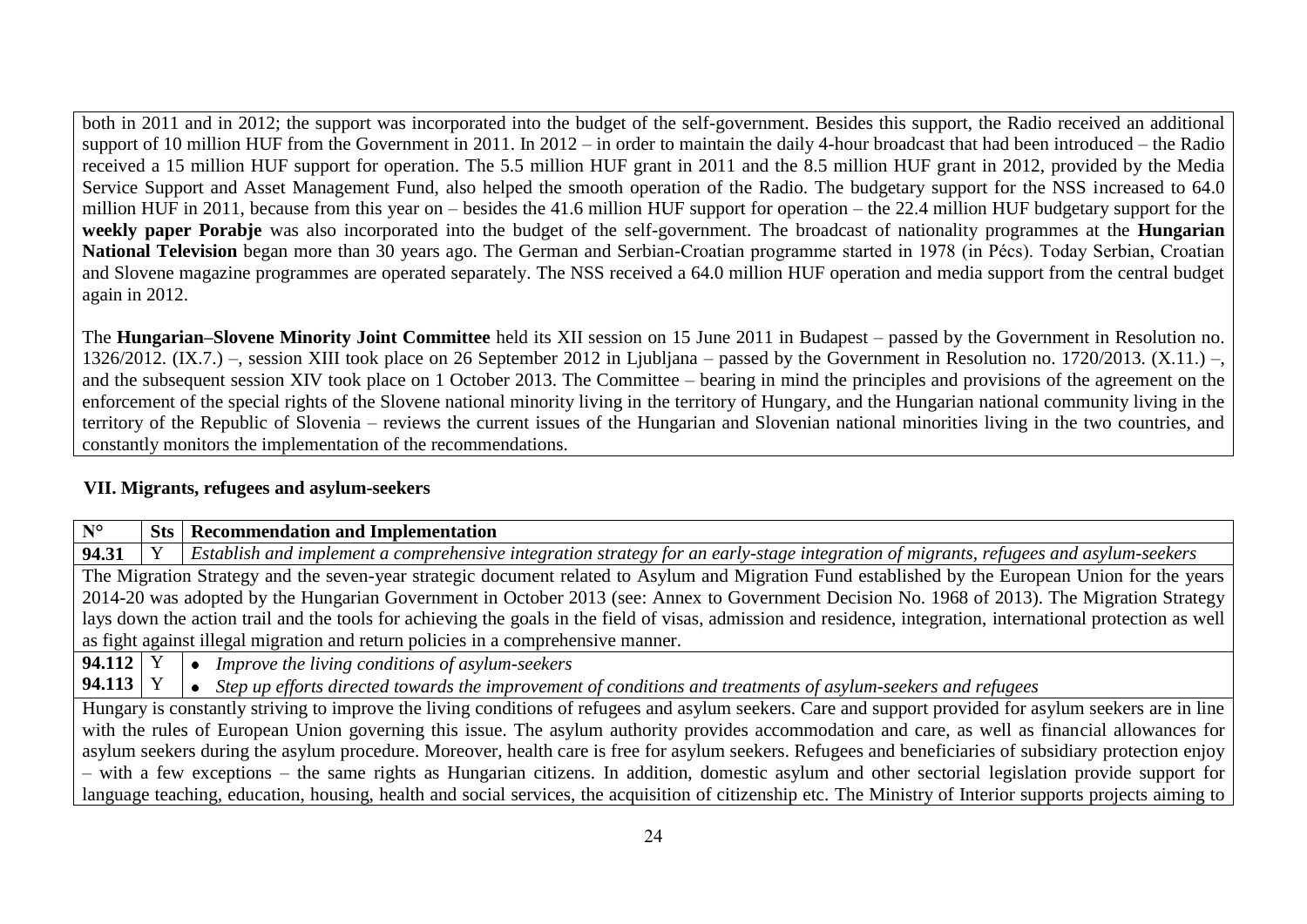both in 2011 and in 2012; the support was incorporated into the budget of the self-government. Besides this support, the Radio received an additional support of 10 million HUF from the Government in 2011. In 2012 – in order to maintain the daily 4-hour broadcast that had been introduced – the Radio received a 15 million HUF support for operation. The 5.5 million HUF grant in 2011 and the 8.5 million HUF grant in 2012, provided by the Media Service Support and Asset Management Fund, also helped the smooth operation of the Radio. The budgetary support for the NSS increased to 64.0 million HUF in 2011, because from this year on – besides the 41.6 million HUF support for operation – the 22.4 million HUF budgetary support for the **weekly paper Porabje** was also incorporated into the budget of the self-government. The broadcast of nationality programmes at the **Hungarian National Television** began more than 30 years ago. The German and Serbian-Croatian programme started in 1978 (in Pécs). Today Serbian, Croatian and Slovene magazine programmes are operated separately. The NSS received a 64.0 million HUF operation and media support from the central budget again in 2012.

The **Hungarian–Slovene Minority Joint Committee** held its XII session on 15 June 2011 in Budapest – passed by the Government in Resolution no. 1326/2012. (IX.7.) –, session XIII took place on 26 September 2012 in Ljubljana – passed by the Government in Resolution no. 1720/2013. (X.11.) –, and the subsequent session XIV took place on 1 October 2013. The Committee – bearing in mind the principles and provisions of the agreement on the enforcement of the special rights of the Slovene national minority living in the territory of Hungary, and the Hungarian national community living in the territory of the Republic of Slovenia – reviews the current issues of the Hungarian and Slovenian national minorities living in the two countries, and constantly monitors the implementation of the recommendations.

## VII. Migrants, refugees and asylum-seekers

| N° | Sts | Recommendation and Implementation |
|---|---|---|
| **94.31** | Y | *Establish and implement a comprehensive integration strategy for an early-stage integration of migrants, refugees and asylum-seekers* |
| The Migration Strategy and the seven-year strategic document related to Asylum and Migration Fund established by the European Union for the years 2014-20 was adopted by the Hungarian Government in October 2013 (see: Annex to Government Decision No. 1968 of 2013). The Migration Strategy lays down the action trail and the tools for achieving the goals in the field of visas, admission and residence, integration, international protection as well as fight against illegal migration and return policies in a comprehensive manner. | | |
| **94.112** | Y | • *Improve the living conditions of asylum-seekers* |
| **94.113** | Y | • *Step up efforts directed towards the improvement of conditions and treatments of asylum-seekers and refugees* |
| Hungary is constantly striving to improve the living conditions of refugees and asylum seekers. Care and support provided for asylum seekers are in line with the rules of European Union governing this issue. The asylum authority provides accommodation and care, as well as financial allowances for asylum seekers during the asylum procedure. Moreover, health care is free for asylum seekers. Refugees and beneficiaries of subsidiary protection enjoy – with a few exceptions – the same rights as Hungarian citizens. In addition, domestic asylum and other sectorial legislation provide support for language teaching, education, housing, health and social services, the acquisition of citizenship etc. The Ministry of Interior supports projects aiming to | | |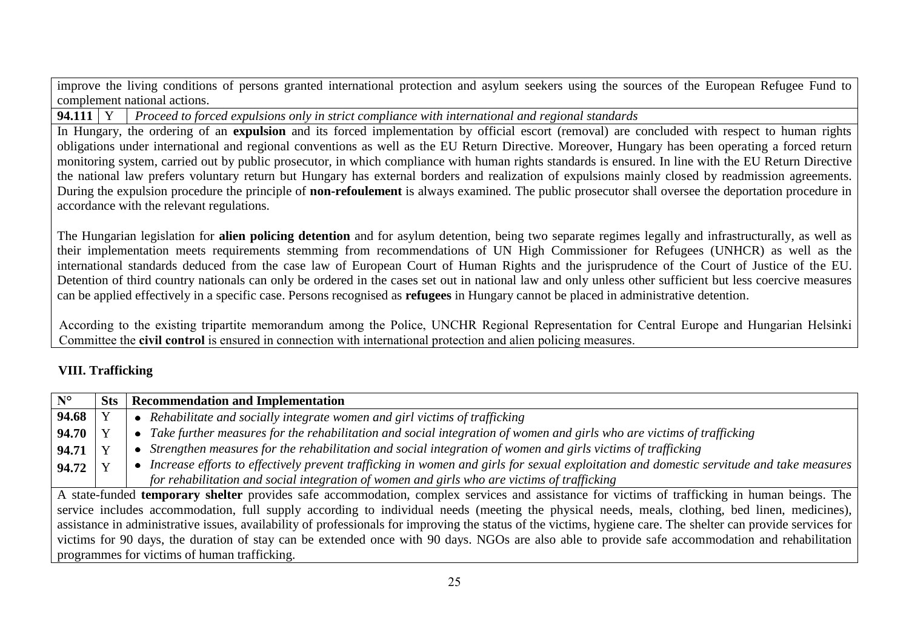improve the living conditions of persons granted international protection and asylum seekers using the sources of the European Refugee Fund to complement national actions.

| | | |
|---|---|---|
| **94.111** | Y | *Proceed to forced expulsions only in strict compliance with international and regional standards* |

In Hungary, the ordering of an **expulsion** and its forced implementation by official escort (removal) are concluded with respect to human rights obligations under international and regional conventions as well as the EU Return Directive. Moreover, Hungary has been operating a forced return monitoring system, carried out by public prosecutor, in which compliance with human rights standards is ensured. In line with the EU Return Directive the national law prefers voluntary return but Hungary has external borders and realization of expulsions mainly closed by readmission agreements. During the expulsion procedure the principle of **non-refoulement** is always examined. The public prosecutor shall oversee the deportation procedure in accordance with the relevant regulations.

The Hungarian legislation for **alien policing detention** and for asylum detention, being two separate regimes legally and infrastructurally, as well as their implementation meets requirements stemming from recommendations of UN High Commissioner for Refugees (UNHCR) as well as the international standards deduced from the case law of European Court of Human Rights and the jurisprudence of the Court of Justice of the EU. Detention of third country nationals can only be ordered in the cases set out in national law and only unless other sufficient but less coercive measures can be applied effectively in a specific case. Persons recognised as **refugees** in Hungary cannot be placed in administrative detention.

According to the existing tripartite memorandum among the Police, UNCHR Regional Representation for Central Europe and Hungarian Helsinki Committee the **civil control** is ensured in connection with international protection and alien policing measures.

## VIII. Trafficking

| N° | Sts | Recommendation and Implementation |
|---|---|---|
| **94.68** | Y | • *Rehabilitate and socially integrate women and girl victims of trafficking* |
| **94.70** | Y | • *Take further measures for the rehabilitation and social integration of women and girls who are victims of trafficking* |
| **94.71** | Y | • *Strengthen measures for the rehabilitation and social integration of women and girls victims of trafficking* |
| **94.72** | Y | • *Increase efforts to effectively prevent trafficking in women and girls for sexual exploitation and domestic servitude and take measures for rehabilitation and social integration of women and girls who are victims of trafficking* |

A state-funded **temporary shelter** provides safe accommodation, complex services and assistance for victims of trafficking in human beings. The service includes accommodation, full supply according to individual needs (meeting the physical needs, meals, clothing, bed linen, medicines), assistance in administrative issues, availability of professionals for improving the status of the victims, hygiene care. The shelter can provide services for victims for 90 days, the duration of stay can be extended once with 90 days. NGOs are also able to provide safe accommodation and rehabilitation programmes for victims of human trafficking.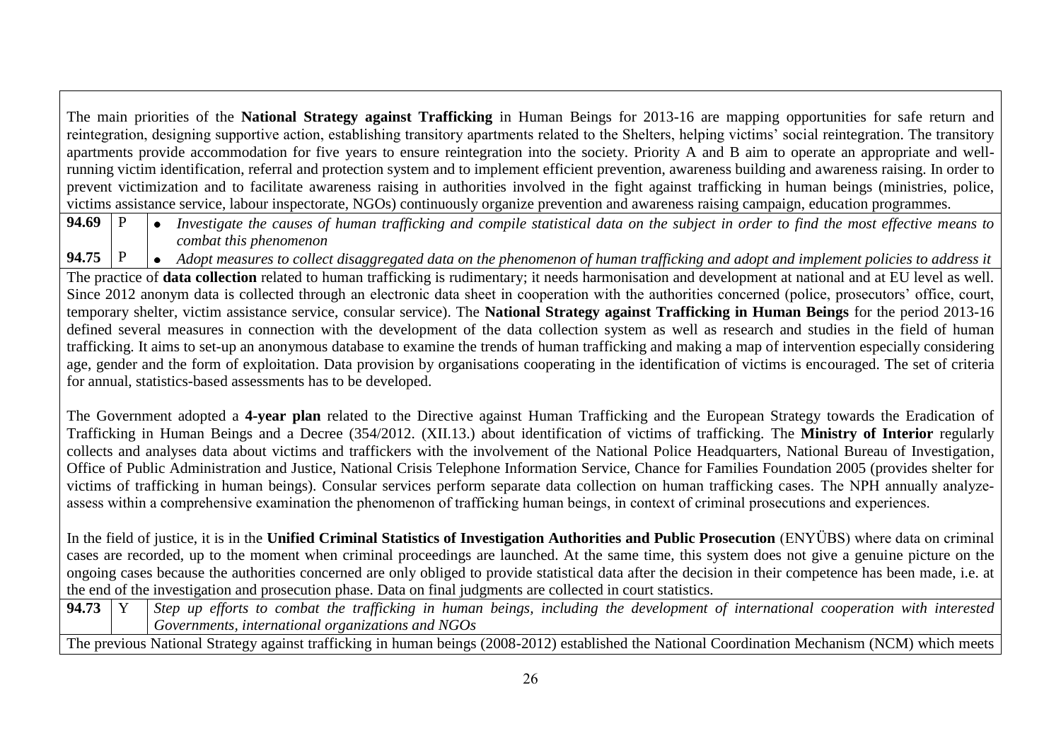| | | |
|---|---|---|
| The main priorities of the **National Strategy against Trafficking** in Human Beings for 2013-16 are mapping opportunities for safe return and reintegration, designing supportive action, establishing transitory apartments related to the Shelters, helping victims' social reintegration. The transitory apartments provide accommodation for five years to ensure reintegration into the society. Priority A and B aim to operate an appropriate and well-running victim identification, referral and protection system and to implement efficient prevention, awareness building and awareness raising. In order to prevent victimization and to facilitate awareness raising in authorities involved in the fight against trafficking in human beings (ministries, police, victims assistance service, labour inspectorate, NGOs) continuously organize prevention and awareness raising campaign, education programmes. | | |
| **94.69** | P | • *Investigate the causes of human trafficking and compile statistical data on the subject in order to find the most effective means to combat this phenomenon* |
| **94.75** | P | • *Adopt measures to collect disaggregated data on the phenomenon of human trafficking and adopt and implement policies to address it* |
| The practice of **data collection** related to human trafficking is rudimentary; it needs harmonisation and development at national and at EU level as well. Since 2012 anonym data is collected through an electronic data sheet in cooperation with the authorities concerned (police, prosecutors' office, court, temporary shelter, victim assistance service, consular service). The **National Strategy against Trafficking in Human Beings** for the period 2013-16 defined several measures in connection with the development of the data collection system as well as research and studies in the field of human trafficking. It aims to set-up an anonymous database to examine the trends of human trafficking and making a map of intervention especially considering age, gender and the form of exploitation. Data provision by organisations cooperating in the identification of victims is encouraged. The set of criteria for annual, statistics-based assessments has to be developed.<br><br>The Government adopted a **4-year plan** related to the Directive against Human Trafficking and the European Strategy towards the Eradication of Trafficking in Human Beings and a Decree (354/2012. (XII.13.) about identification of victims of trafficking. The **Ministry of Interior** regularly collects and analyses data about victims and traffickers with the involvement of the National Police Headquarters, National Bureau of Investigation, Office of Public Administration and Justice, National Crisis Telephone Information Service, Chance for Families Foundation 2005 (provides shelter for victims of trafficking in human beings). Consular services perform separate data collection on human trafficking cases. The NPH annually analyze-assess within a comprehensive examination the phenomenon of trafficking human beings, in context of criminal prosecutions and experiences.<br><br>In the field of justice, it is in the **Unified Criminal Statistics of Investigation Authorities and Public Prosecution** (ENYÜBS) where data on criminal cases are recorded, up to the moment when criminal proceedings are launched. At the same time, this system does not give a genuine picture on the ongoing cases because the authorities concerned are only obliged to provide statistical data after the decision in their competence has been made, i.e. at the end of the investigation and prosecution phase. Data on final judgments are collected in court statistics. | | |
| **94.73** | Y | *Step up efforts to combat the trafficking in human beings, including the development of international cooperation with interested Governments, international organizations and NGOs* |
| The previous National Strategy against trafficking in human beings (2008-2012) established the National Coordination Mechanism (NCM) which meets | | |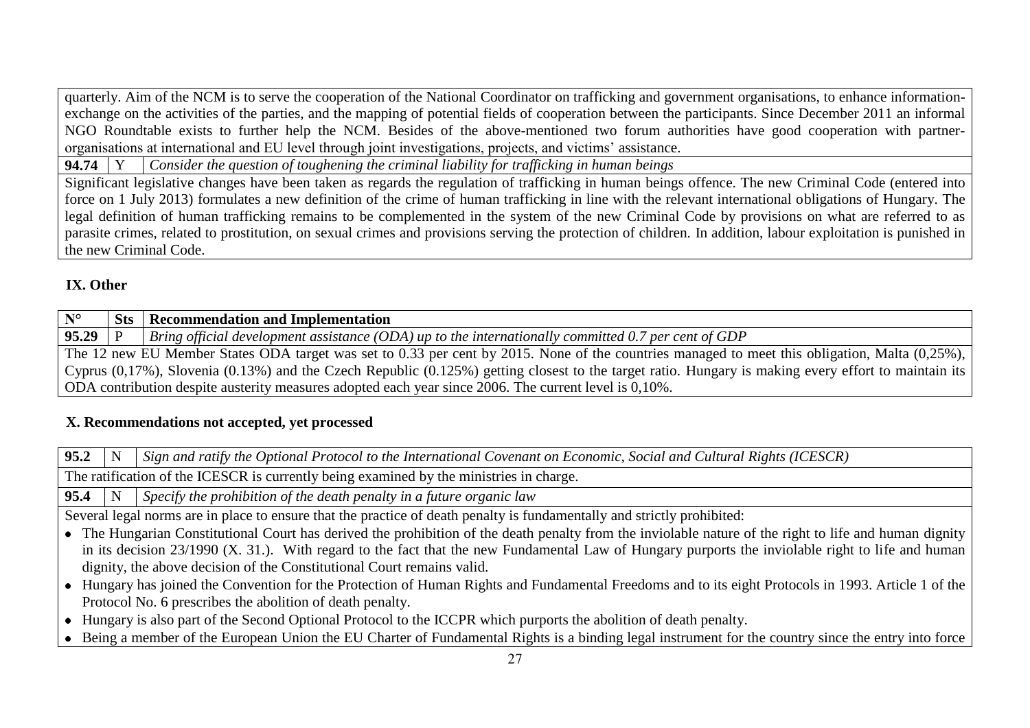quarterly. Aim of the NCM is to serve the cooperation of the National Coordinator on trafficking and government organisations, to enhance information-exchange on the activities of the parties, and the mapping of potential fields of cooperation between the participants. Since December 2011 an informal NGO Roundtable exists to further help the NCM. Besides of the above-mentioned two forum authorities have good cooperation with partner-organisations at international and EU level through joint investigations, projects, and victims' assistance.

| **94.74** | Y | *Consider the question of toughening the criminal liability for trafficking in human beings* |
|---|---|---|

Significant legislative changes have been taken as regards the regulation of trafficking in human beings offence. The new Criminal Code (entered into force on 1 July 2013) formulates a new definition of the crime of human trafficking in line with the relevant international obligations of Hungary. The legal definition of human trafficking remains to be complemented in the system of the new Criminal Code by provisions on what are referred to as parasite crimes, related to prostitution, on sexual crimes and provisions serving the protection of children. In addition, labour exploitation is punished in the new Criminal Code.

## IX. Other

| N° | Sts | Recommendation and Implementation |
|---|---|---|
| **95.29** | P | *Bring official development assistance (ODA) up to the internationally committed 0.7 per cent of GDP* |

The 12 new EU Member States ODA target was set to 0.33 per cent by 2015. None of the countries managed to meet this obligation, Malta (0,25%), Cyprus (0,17%), Slovenia (0.13%) and the Czech Republic (0.125%) getting closest to the target ratio. Hungary is making every effort to maintain its ODA contribution despite austerity measures adopted each year since 2006. The current level is 0,10%.

## X. Recommendations not accepted, yet processed

| **95.2** | N | *Sign and ratify the Optional Protocol to the International Covenant on Economic, Social and Cultural Rights (ICESCR)* |
|---|---|---|

The ratification of the ICESCR is currently being examined by the ministries in charge.

| **95.4** | N | *Specify the prohibition of the death penalty in a future organic law* |
|---|---|---|

Several legal norms are in place to ensure that the practice of death penalty is fundamentally and strictly prohibited:

- The Hungarian Constitutional Court has derived the prohibition of the death penalty from the inviolable nature of the right to life and human dignity in its decision 23/1990 (X. 31.). With regard to the fact that the new Fundamental Law of Hungary purports the inviolable right to life and human dignity, the above decision of the Constitutional Court remains valid.
- Hungary has joined the Convention for the Protection of Human Rights and Fundamental Freedoms and to its eight Protocols in 1993. Article 1 of the Protocol No. 6 prescribes the abolition of death penalty.
- Hungary is also part of the Second Optional Protocol to the ICCPR which purports the abolition of death penalty.
- Being a member of the European Union the EU Charter of Fundamental Rights is a binding legal instrument for the country since the entry into force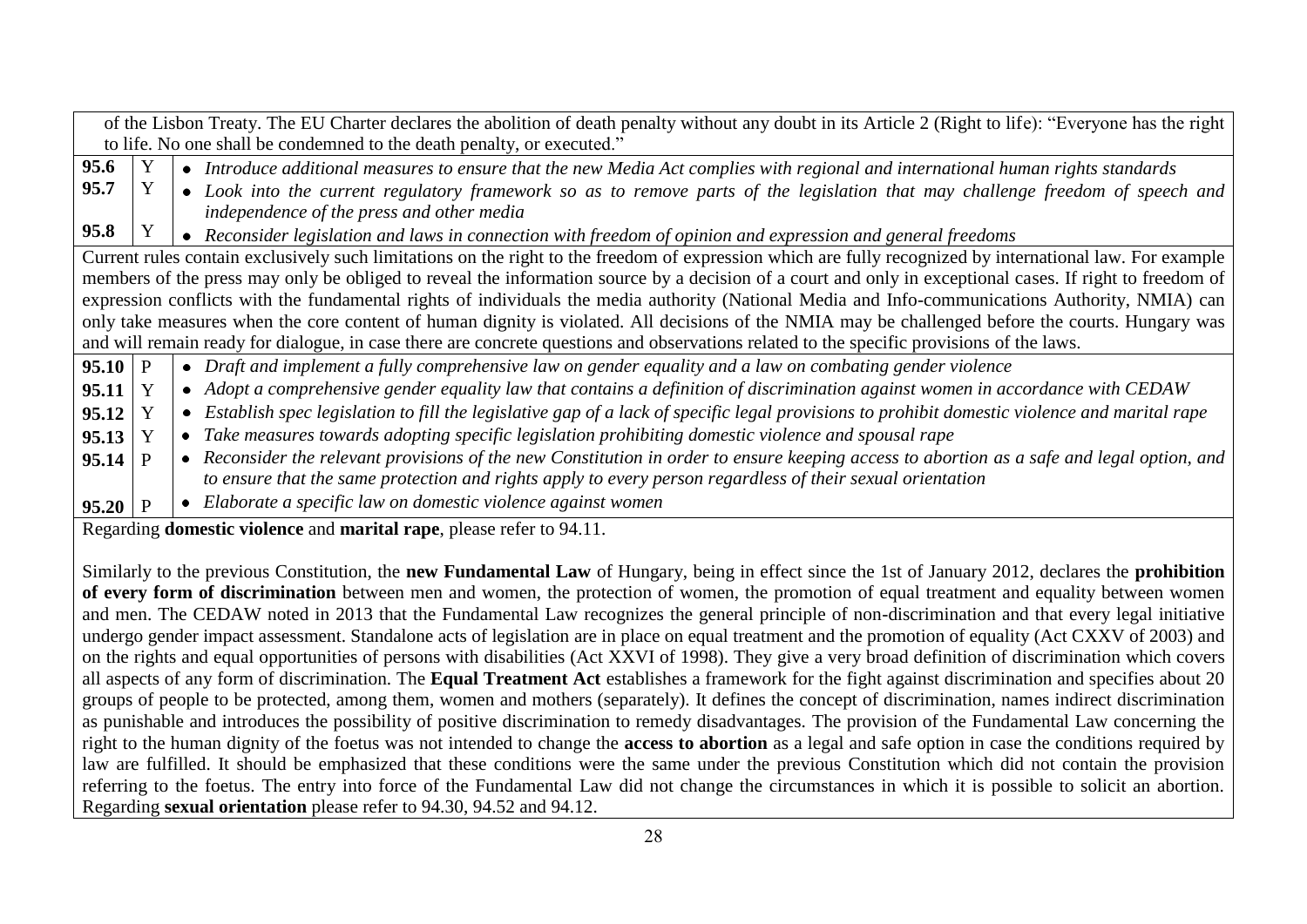of the Lisbon Treaty. The EU Charter declares the abolition of death penalty without any doubt in its Article 2 (Right to life): "Everyone has the right to life. No one shall be condemned to the death penalty, or executed."

| | | |
|---|---|---|
| **95.6** | Y | • *Introduce additional measures to ensure that the new Media Act complies with regional and international human rights standards* |
| **95.7** | Y | • *Look into the current regulatory framework so as to remove parts of the legislation that may challenge freedom of speech and independence of the press and other media* |
| **95.8** | Y | • *Reconsider legislation and laws in connection with freedom of opinion and expression and general freedoms* |

Current rules contain exclusively such limitations on the right to the freedom of expression which are fully recognized by international law. For example members of the press may only be obliged to reveal the information source by a decision of a court and only in exceptional cases. If right to freedom of expression conflicts with the fundamental rights of individuals the media authority (National Media and Info-communications Authority, NMIA) can only take measures when the core content of human dignity is violated. All decisions of the NMIA may be challenged before the courts. Hungary was and will remain ready for dialogue, in case there are concrete questions and observations related to the specific provisions of the laws.

| | | |
|---|---|---|
| **95.10** | P | • *Draft and implement a fully comprehensive law on gender equality and a law on combating gender violence* |
| **95.11** | Y | • *Adopt a comprehensive gender equality law that contains a definition of discrimination against women in accordance with CEDAW* |
| **95.12** | Y | • *Establish spec legislation to fill the legislative gap of a lack of specific legal provisions to prohibit domestic violence and marital rape* |
| **95.13** | Y | • *Take measures towards adopting specific legislation prohibiting domestic violence and spousal rape* |
| **95.14** | P | • *Reconsider the relevant provisions of the new Constitution in order to ensure keeping access to abortion as a safe and legal option, and to ensure that the same protection and rights apply to every person regardless of their sexual orientation* |
| **95.20** | P | • *Elaborate a specific law on domestic violence against women* |

Regarding **domestic violence** and **marital rape**, please refer to 94.11.

Similarly to the previous Constitution, the **new Fundamental Law** of Hungary, being in effect since the 1st of January 2012, declares the **prohibition of every form of discrimination** between men and women, the protection of women, the promotion of equal treatment and equality between women and men. The CEDAW noted in 2013 that the Fundamental Law recognizes the general principle of non-discrimination and that every legal initiative undergo gender impact assessment. Standalone acts of legislation are in place on equal treatment and the promotion of equality (Act CXXV of 2003) and on the rights and equal opportunities of persons with disabilities (Act XXVI of 1998). They give a very broad definition of discrimination which covers all aspects of any form of discrimination. The **Equal Treatment Act** establishes a framework for the fight against discrimination and specifies about 20 groups of people to be protected, among them, women and mothers (separately). It defines the concept of discrimination, names indirect discrimination as punishable and introduces the possibility of positive discrimination to remedy disadvantages. The provision of the Fundamental Law concerning the right to the human dignity of the foetus was not intended to change the **access to abortion** as a legal and safe option in case the conditions required by law are fulfilled. It should be emphasized that these conditions were the same under the previous Constitution which did not contain the provision referring to the foetus. The entry into force of the Fundamental Law did not change the circumstances in which it is possible to solicit an abortion. Regarding **sexual orientation** please refer to 94.30, 94.52 and 94.12.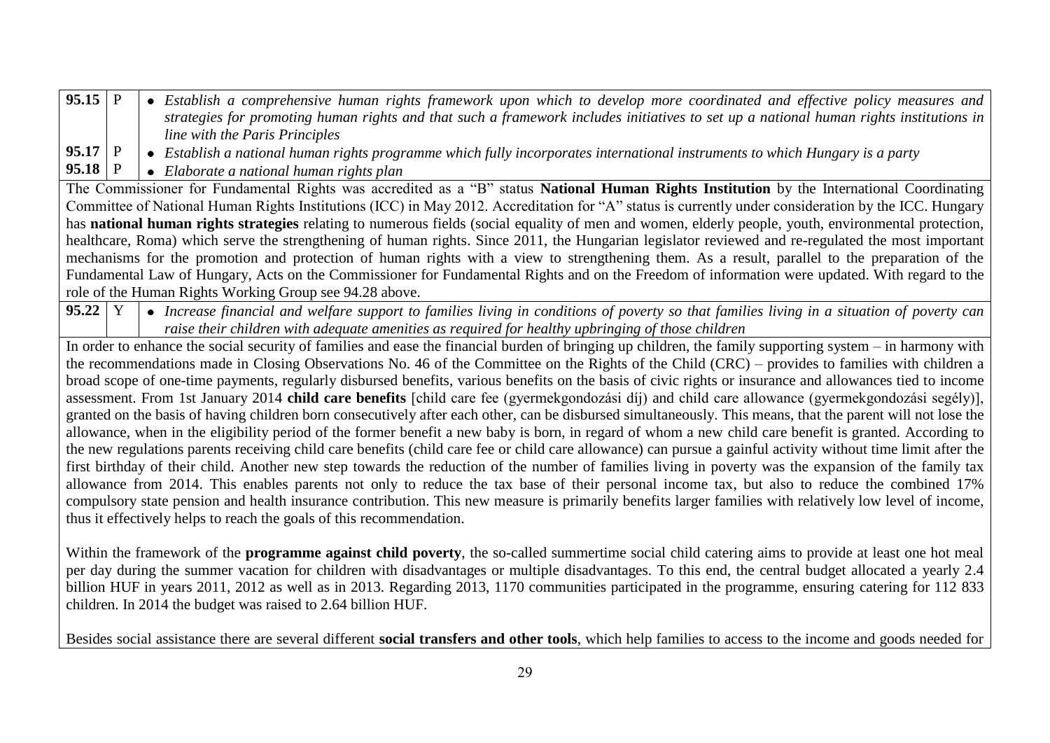| | | |
|---|---|---|
| **95.15** | P | • *Establish a comprehensive human rights framework upon which to develop more coordinated and effective policy measures and strategies for promoting human rights and that such a framework includes initiatives to set up a national human rights institutions in line with the Paris Principles* |
| **95.17** | P | • *Establish a national human rights programme which fully incorporates international instruments to which Hungary is a party* |
| **95.18** | P | • *Elaborate a national human rights plan* |
| The Commissioner for Fundamental Rights was accredited as a "B" status **National Human Rights Institution** by the International Coordinating Committee of National Human Rights Institutions (ICC) in May 2012. Accreditation for "A" status is currently under consideration by the ICC. Hungary has **national human rights strategies** relating to numerous fields (social equality of men and women, elderly people, youth, environmental protection, healthcare, Roma) which serve the strengthening of human rights. Since 2011, the Hungarian legislator reviewed and re-regulated the most important mechanisms for the promotion and protection of human rights with a view to strengthening them. As a result, parallel to the preparation of the Fundamental Law of Hungary, Acts on the Commissioner for Fundamental Rights and on the Freedom of information were updated. With regard to the role of the Human Rights Working Group see 94.28 above. | | |
| **95.22** | Y | • *Increase financial and welfare support to families living in conditions of poverty so that families living in a situation of poverty can raise their children with adequate amenities as required for healthy upbringing of those children* |
| In order to enhance the social security of families and ease the financial burden of bringing up children, the family supporting system – in harmony with the recommendations made in Closing Observations No. 46 of the Committee on the Rights of the Child (CRC) – provides to families with children a broad scope of one-time payments, regularly disbursed benefits, various benefits on the basis of civic rights or insurance and allowances tied to income assessment. From 1st January 2014 **child care benefits** [child care fee (gyermekgondozási díj) and child care allowance (gyermekgondozási segély)], granted on the basis of having children born consecutively after each other, can be disbursed simultaneously. This means, that the parent will not lose the allowance, when in the eligibility period of the former benefit a new baby is born, in regard of whom a new child care benefit is granted. According to the new regulations parents receiving child care benefits (child care fee or child care allowance) can pursue a gainful activity without time limit after the first birthday of their child. Another new step towards the reduction of the number of families living in poverty was the expansion of the family tax allowance from 2014. This enables parents not only to reduce the tax base of their personal income tax, but also to reduce the combined 17% compulsory state pension and health insurance contribution. This new measure is primarily benefits larger families with relatively low level of income, thus it effectively helps to reach the goals of this recommendation.<br><br>Within the framework of the **programme against child poverty**, the so-called summertime social child catering aims to provide at least one hot meal per day during the summer vacation for children with disadvantages or multiple disadvantages. To this end, the central budget allocated a yearly 2.4 billion HUF in years 2011, 2012 as well as in 2013. Regarding 2013, 1170 communities participated in the programme, ensuring catering for 112 833 children. In 2014 the budget was raised to 2.64 billion HUF.<br><br>Besides social assistance there are several different **social transfers and other tools**, which help families to access to the income and goods needed for | | |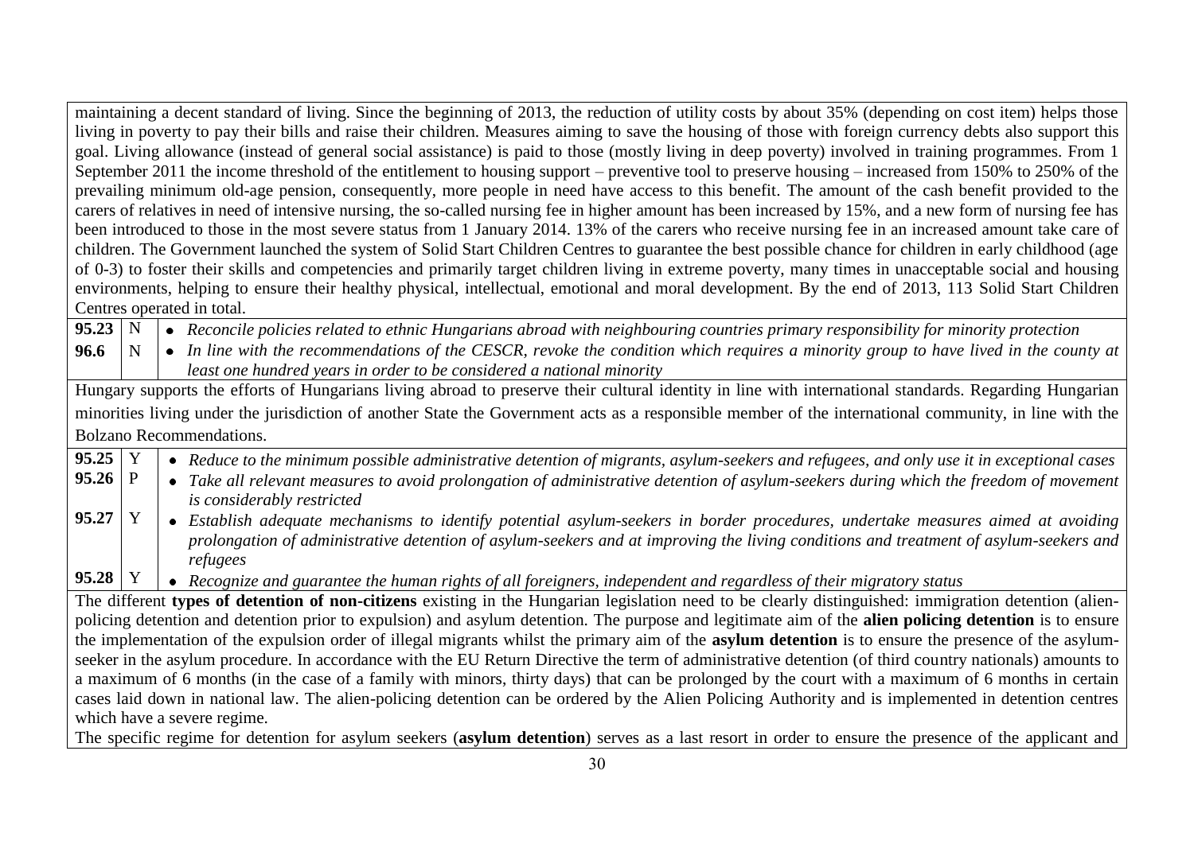maintaining a decent standard of living. Since the beginning of 2013, the reduction of utility costs by about 35% (depending on cost item) helps those living in poverty to pay their bills and raise their children. Measures aiming to save the housing of those with foreign currency debts also support this goal. Living allowance (instead of general social assistance) is paid to those (mostly living in deep poverty) involved in training programmes. From 1 September 2011 the income threshold of the entitlement to housing support – preventive tool to preserve housing – increased from 150% to 250% of the prevailing minimum old-age pension, consequently, more people in need have access to this benefit. The amount of the cash benefit provided to the carers of relatives in need of intensive nursing, the so-called nursing fee in higher amount has been increased by 15%, and a new form of nursing fee has been introduced to those in the most severe status from 1 January 2014. 13% of the carers who receive nursing fee in an increased amount take care of children. The Government launched the system of Solid Start Children Centres to guarantee the best possible chance for children in early childhood (age of 0-3) to foster their skills and competencies and primarily target children living in extreme poverty, many times in unacceptable social and housing environments, helping to ensure their healthy physical, intellectual, emotional and moral development. By the end of 2013, 113 Solid Start Children Centres operated in total.

| | | |
|---|---|---|
| **95.23** | N | • *Reconcile policies related to ethnic Hungarians abroad with neighbouring countries primary responsibility for minority protection* |
| **96.6** | N | • *In line with the recommendations of the CESCR, revoke the condition which requires a minority group to have lived in the county at least one hundred years in order to be considered a national minority* |

Hungary supports the efforts of Hungarians living abroad to preserve their cultural identity in line with international standards. Regarding Hungarian minorities living under the jurisdiction of another State the Government acts as a responsible member of the international community, in line with the Bolzano Recommendations.

| | | |
|---|---|---|
| **95.25** | Y | • *Reduce to the minimum possible administrative detention of migrants, asylum-seekers and refugees, and only use it in exceptional cases* |
| **95.26** | P | • *Take all relevant measures to avoid prolongation of administrative detention of asylum-seekers during which the freedom of movement is considerably restricted* |
| **95.27** | Y | • *Establish adequate mechanisms to identify potential asylum-seekers in border procedures, undertake measures aimed at avoiding prolongation of administrative detention of asylum-seekers and at improving the living conditions and treatment of asylum-seekers and refugees* |
| **95.28** | Y | • *Recognize and guarantee the human rights of all foreigners, independent and regardless of their migratory status* |

The different **types of detention of non-citizens** existing in the Hungarian legislation need to be clearly distinguished: immigration detention (alien-policing detention and detention prior to expulsion) and asylum detention. The purpose and legitimate aim of the **alien policing detention** is to ensure the implementation of the expulsion order of illegal migrants whilst the primary aim of the **asylum detention** is to ensure the presence of the asylum-seeker in the asylum procedure. In accordance with the EU Return Directive the term of administrative detention (of third country nationals) amounts to a maximum of 6 months (in the case of a family with minors, thirty days) that can be prolonged by the court with a maximum of 6 months in certain cases laid down in national law. The alien-policing detention can be ordered by the Alien Policing Authority and is implemented in detention centres which have a severe regime.

The specific regime for detention for asylum seekers (**asylum detention**) serves as a last resort in order to ensure the presence of the applicant and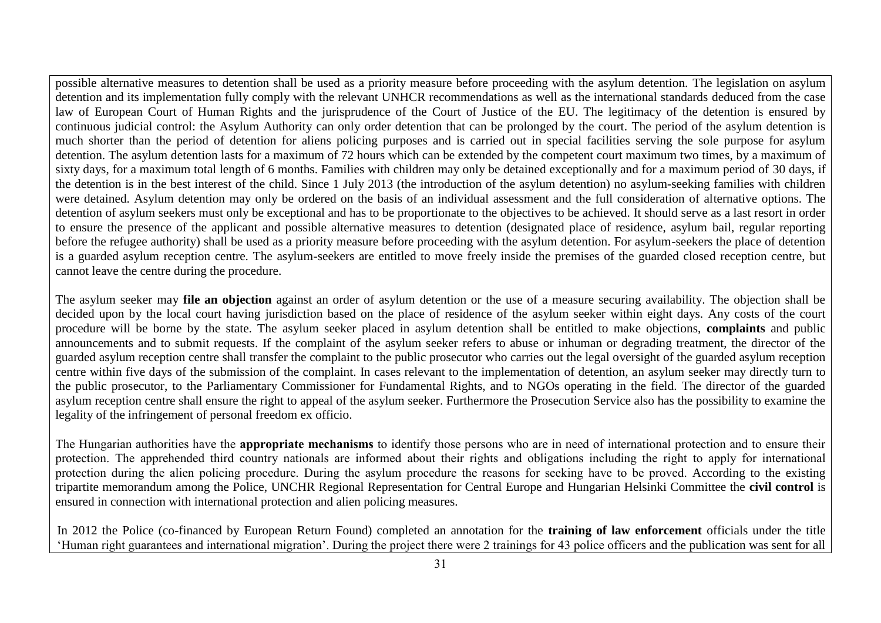possible alternative measures to detention shall be used as a priority measure before proceeding with the asylum detention. The legislation on asylum detention and its implementation fully comply with the relevant UNHCR recommendations as well as the international standards deduced from the case law of European Court of Human Rights and the jurisprudence of the Court of Justice of the EU. The legitimacy of the detention is ensured by continuous judicial control: the Asylum Authority can only order detention that can be prolonged by the court. The period of the asylum detention is much shorter than the period of detention for aliens policing purposes and is carried out in special facilities serving the sole purpose for asylum detention. The asylum detention lasts for a maximum of 72 hours which can be extended by the competent court maximum two times, by a maximum of sixty days, for a maximum total length of 6 months. Families with children may only be detained exceptionally and for a maximum period of 30 days, if the detention is in the best interest of the child. Since 1 July 2013 (the introduction of the asylum detention) no asylum-seeking families with children were detained. Asylum detention may only be ordered on the basis of an individual assessment and the full consideration of alternative options. The detention of asylum seekers must only be exceptional and has to be proportionate to the objectives to be achieved. It should serve as a last resort in order to ensure the presence of the applicant and possible alternative measures to detention (designated place of residence, asylum bail, regular reporting before the refugee authority) shall be used as a priority measure before proceeding with the asylum detention. For asylum-seekers the place of detention is a guarded asylum reception centre. The asylum-seekers are entitled to move freely inside the premises of the guarded closed reception centre, but cannot leave the centre during the procedure.

The asylum seeker may **file an objection** against an order of asylum detention or the use of a measure securing availability. The objection shall be decided upon by the local court having jurisdiction based on the place of residence of the asylum seeker within eight days. Any costs of the court procedure will be borne by the state. The asylum seeker placed in asylum detention shall be entitled to make objections, **complaints** and public announcements and to submit requests. If the complaint of the asylum seeker refers to abuse or inhuman or degrading treatment, the director of the guarded asylum reception centre shall transfer the complaint to the public prosecutor who carries out the legal oversight of the guarded asylum reception centre within five days of the submission of the complaint. In cases relevant to the implementation of detention, an asylum seeker may directly turn to the public prosecutor, to the Parliamentary Commissioner for Fundamental Rights, and to NGOs operating in the field. The director of the guarded asylum reception centre shall ensure the right to appeal of the asylum seeker. Furthermore the Prosecution Service also has the possibility to examine the legality of the infringement of personal freedom ex officio.

The Hungarian authorities have the **appropriate mechanisms** to identify those persons who are in need of international protection and to ensure their protection. The apprehended third country nationals are informed about their rights and obligations including the right to apply for international protection during the alien policing procedure. During the asylum procedure the reasons for seeking have to be proved. According to the existing tripartite memorandum among the Police, UNCHR Regional Representation for Central Europe and Hungarian Helsinki Committee the **civil control** is ensured in connection with international protection and alien policing measures.

In 2012 the Police (co-financed by European Return Found) completed an annotation for the **training of law enforcement** officials under the title 'Human right guarantees and international migration'. During the project there were 2 trainings for 43 police officers and the publication was sent for all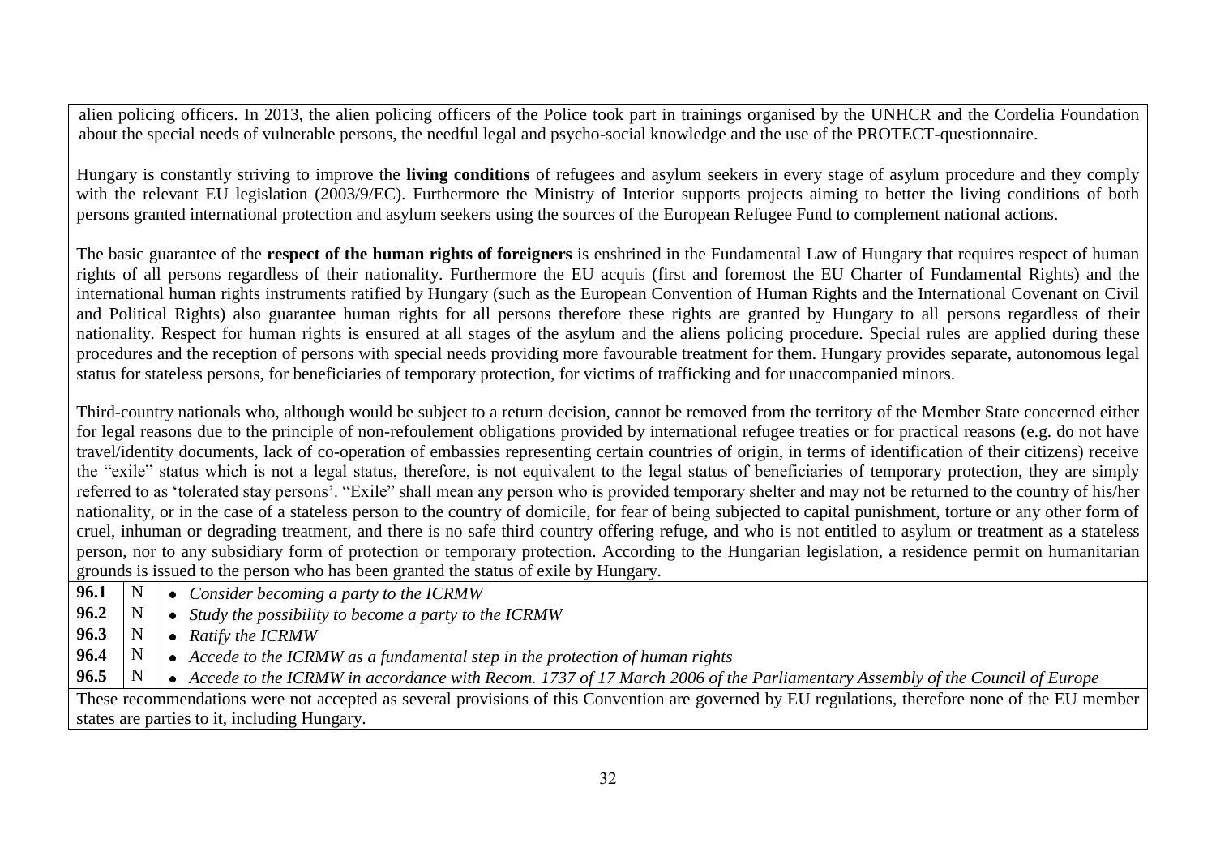alien policing officers. In 2013, the alien policing officers of the Police took part in trainings organised by the UNHCR and the Cordelia Foundation about the special needs of vulnerable persons, the needful legal and psycho-social knowledge and the use of the PROTECT-questionnaire.

Hungary is constantly striving to improve the **living conditions** of refugees and asylum seekers in every stage of asylum procedure and they comply with the relevant EU legislation (2003/9/EC). Furthermore the Ministry of Interior supports projects aiming to better the living conditions of both persons granted international protection and asylum seekers using the sources of the European Refugee Fund to complement national actions.

The basic guarantee of the **respect of the human rights of foreigners** is enshrined in the Fundamental Law of Hungary that requires respect of human rights of all persons regardless of their nationality. Furthermore the EU acquis (first and foremost the EU Charter of Fundamental Rights) and the international human rights instruments ratified by Hungary (such as the European Convention of Human Rights and the International Covenant on Civil and Political Rights) also guarantee human rights for all persons therefore these rights are granted by Hungary to all persons regardless of their nationality. Respect for human rights is ensured at all stages of the asylum and the aliens policing procedure. Special rules are applied during these procedures and the reception of persons with special needs providing more favourable treatment for them. Hungary provides separate, autonomous legal status for stateless persons, for beneficiaries of temporary protection, for victims of trafficking and for unaccompanied minors.

Third-country nationals who, although would be subject to a return decision, cannot be removed from the territory of the Member State concerned either for legal reasons due to the principle of non-refoulement obligations provided by international refugee treaties or for practical reasons (e.g. do not have travel/identity documents, lack of co-operation of embassies representing certain countries of origin, in terms of identification of their citizens) receive the "exile" status which is not a legal status, therefore, is not equivalent to the legal status of beneficiaries of temporary protection, they are simply referred to as 'tolerated stay persons'. "Exile" shall mean any person who is provided temporary shelter and may not be returned to the country of his/her nationality, or in the case of a stateless person to the country of domicile, for fear of being subjected to capital punishment, torture or any other form of cruel, inhuman or degrading treatment, and there is no safe third country offering refuge, and who is not entitled to asylum or treatment as a stateless person, nor to any subsidiary form of protection or temporary protection. According to the Hungarian legislation, a residence permit on humanitarian grounds is issued to the person who has been granted the status of exile by Hungary.

| | | |
|---|---|---|
| **96.1** | N | • *Consider becoming a party to the ICRMW* |
| **96.2** | N | • *Study the possibility to become a party to the ICRMW* |
| **96.3** | N | • *Ratify the ICRMW* |
| **96.4** | N | • *Accede to the ICRMW as a fundamental step in the protection of human rights* |
| **96.5** | N | • *Accede to the ICRMW in accordance with Recom. 1737 of 17 March 2006 of the Parliamentary Assembly of the Council of Europe* |

These recommendations were not accepted as several provisions of this Convention are governed by EU regulations, therefore none of the EU member states are parties to it, including Hungary.